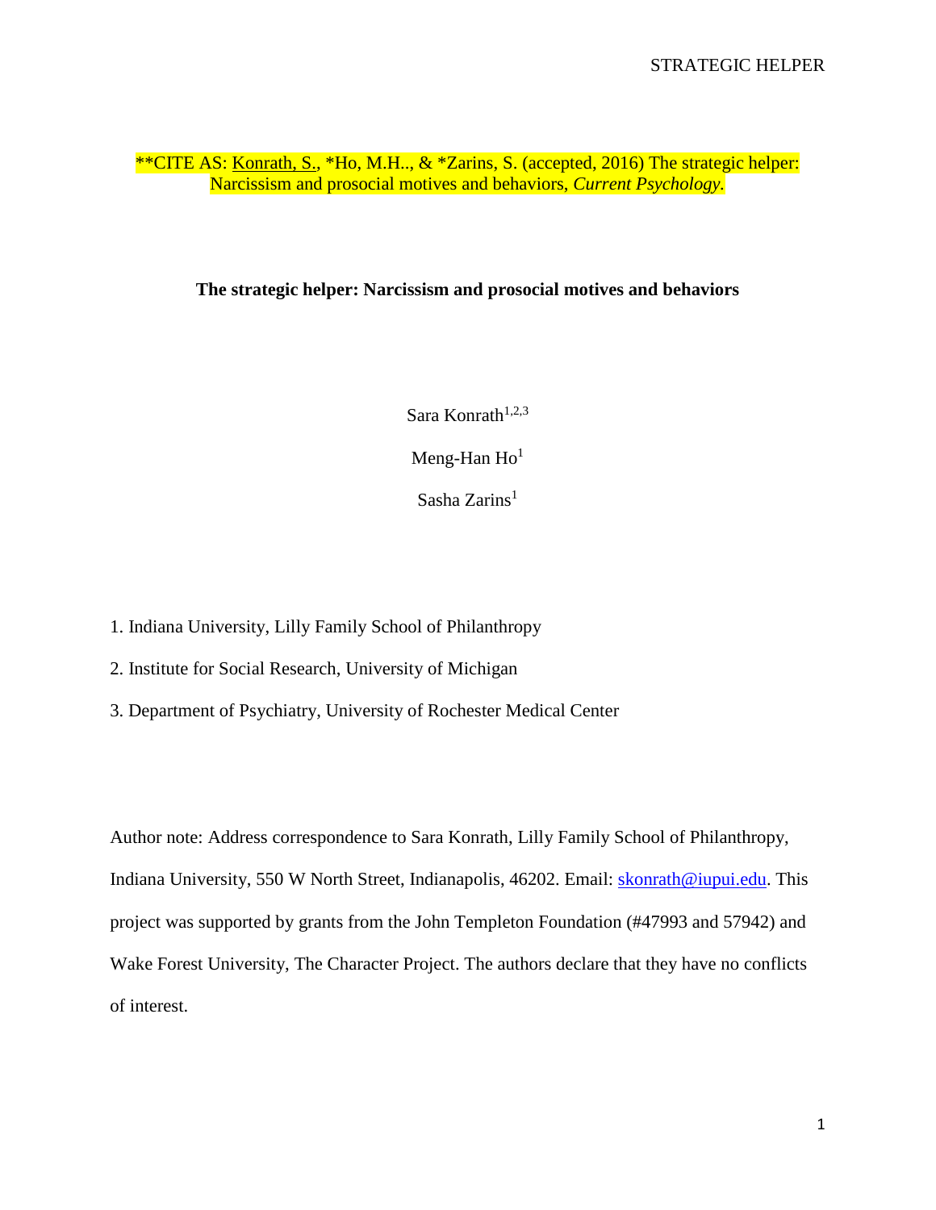**CITE AS: Konrath, S., *Ho, M.H.., & *Zarins, S. (accepted, 2016) The strategic helper: Narcissism and prosocial motives and behaviors, *Current Psychology.*

# The strategic helper: Narcissism and prosocial motives and behaviors

Sara Konrath[1,2,3]

Meng-Han Ho[1]

Sasha Zarins[1]

1. Indiana University, Lilly Family School of Philanthropy
2. Institute for Social Research, University of Michigan
3. Department of Psychiatry, University of Rochester Medical Center

Author note: Address correspondence to Sara Konrath, Lilly Family School of Philanthropy, Indiana University, 550 W North Street, Indianapolis, 46202. Email: skonrath@iupui.edu. This project was supported by grants from the John Templeton Foundation (#47993 and 57942) and Wake Forest University, The Character Project. The authors declare that they have no conflicts of interest.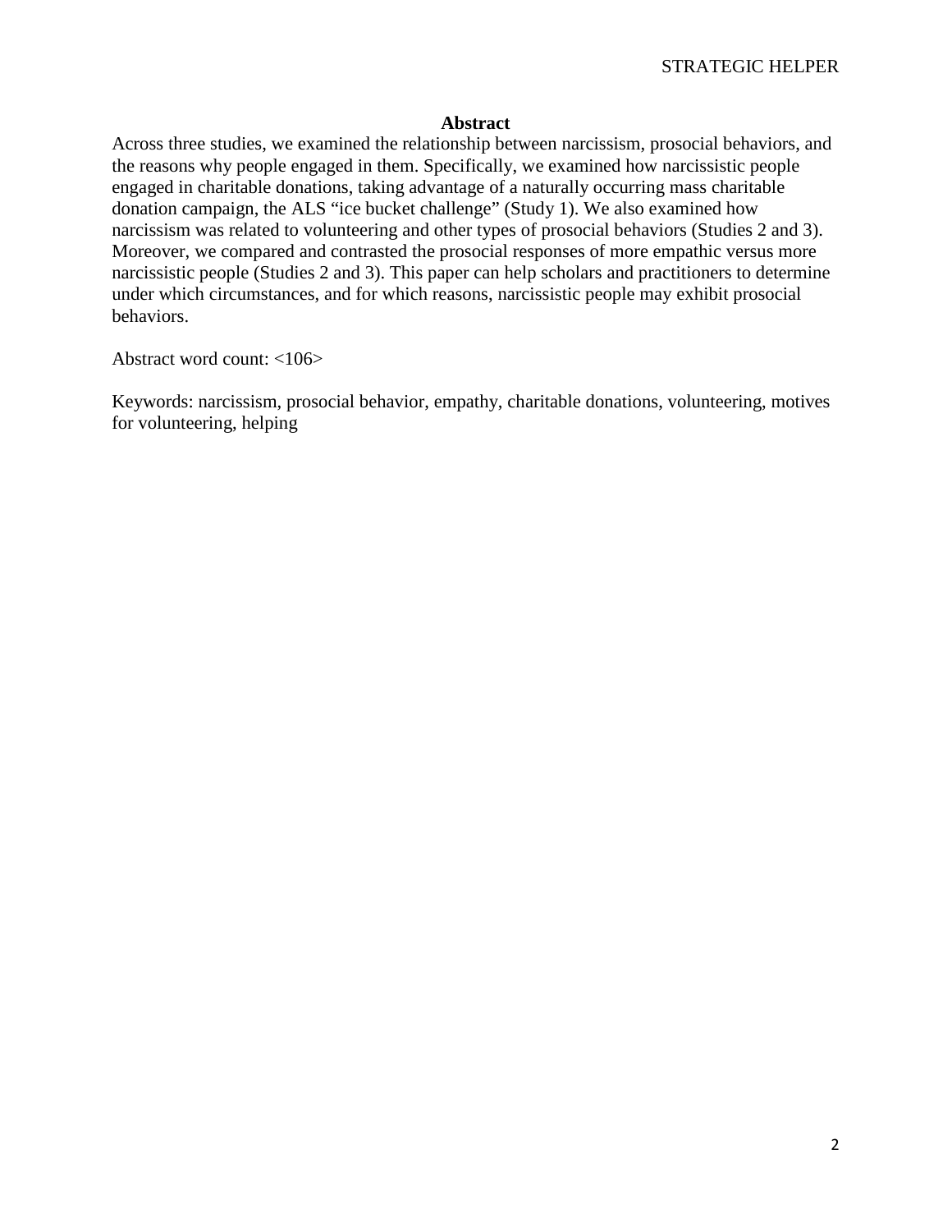## Abstract

Across three studies, we examined the relationship between narcissism, prosocial behaviors, and the reasons why people engaged in them. Specifically, we examined how narcissistic people engaged in charitable donations, taking advantage of a naturally occurring mass charitable donation campaign, the ALS "ice bucket challenge" (Study 1). We also examined how narcissism was related to volunteering and other types of prosocial behaviors (Studies 2 and 3). Moreover, we compared and contrasted the prosocial responses of more empathic versus more narcissistic people (Studies 2 and 3). This paper can help scholars and practitioners to determine under which circumstances, and for which reasons, narcissistic people may exhibit prosocial behaviors.

Abstract word count: <106>

Keywords: narcissism, prosocial behavior, empathy, charitable donations, volunteering, motives for volunteering, helping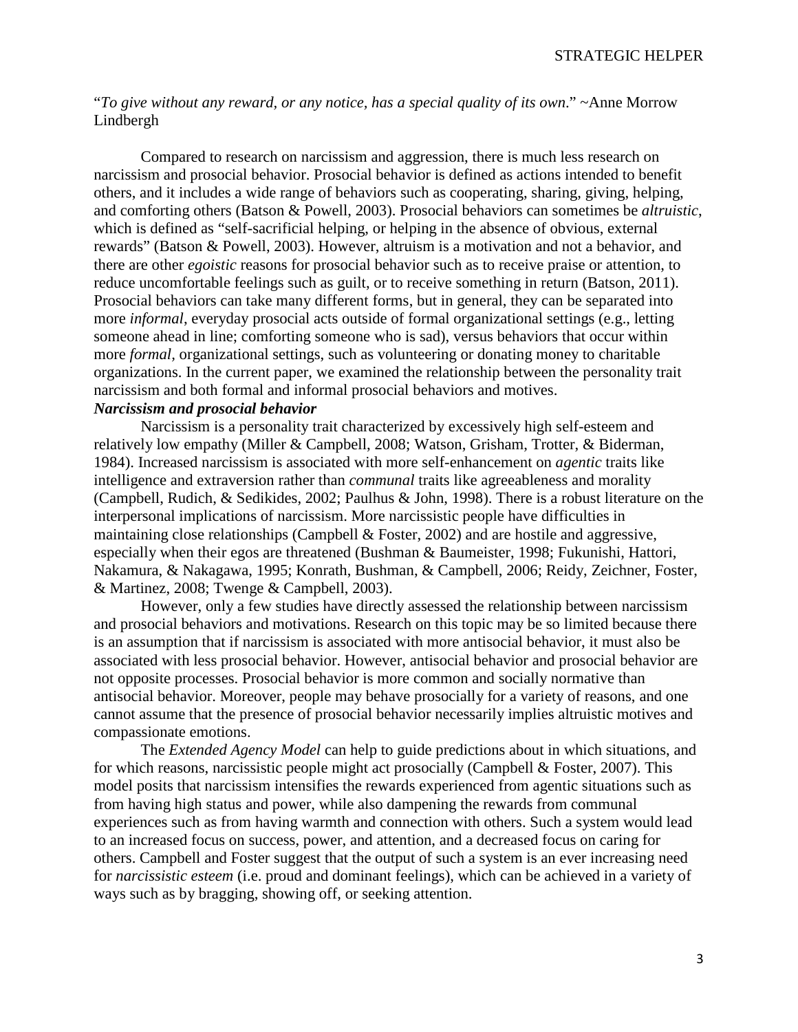"*To give without any reward, or any notice, has a special quality of its own.*" ~Anne Morrow Lindbergh

Compared to research on narcissism and aggression, there is much less research on narcissism and prosocial behavior. Prosocial behavior is defined as actions intended to benefit others, and it includes a wide range of behaviors such as cooperating, sharing, giving, helping, and comforting others (Batson & Powell, 2003). Prosocial behaviors can sometimes be *altruistic*, which is defined as "self-sacrificial helping, or helping in the absence of obvious, external rewards" (Batson & Powell, 2003). However, altruism is a motivation and not a behavior, and there are other *egoistic* reasons for prosocial behavior such as to receive praise or attention, to reduce uncomfortable feelings such as guilt, or to receive something in return (Batson, 2011). Prosocial behaviors can take many different forms, but in general, they can be separated into more *informal*, everyday prosocial acts outside of formal organizational settings (e.g., letting someone ahead in line; comforting someone who is sad), versus behaviors that occur within more *formal*, organizational settings, such as volunteering or donating money to charitable organizations. In the current paper, we examined the relationship between the personality trait narcissism and both formal and informal prosocial behaviors and motives.

### *Narcissism and prosocial behavior*

Narcissism is a personality trait characterized by excessively high self-esteem and relatively low empathy (Miller & Campbell, 2008; Watson, Grisham, Trotter, & Biderman, 1984). Increased narcissism is associated with more self-enhancement on *agentic* traits like intelligence and extraversion rather than *communal* traits like agreeableness and morality (Campbell, Rudich, & Sedikides, 2002; Paulhus & John, 1998). There is a robust literature on the interpersonal implications of narcissism. More narcissistic people have difficulties in maintaining close relationships (Campbell & Foster, 2002) and are hostile and aggressive, especially when their egos are threatened (Bushman & Baumeister, 1998; Fukunishi, Hattori, Nakamura, & Nakagawa, 1995; Konrath, Bushman, & Campbell, 2006; Reidy, Zeichner, Foster, & Martinez, 2008; Twenge & Campbell, 2003).

However, only a few studies have directly assessed the relationship between narcissism and prosocial behaviors and motivations. Research on this topic may be so limited because there is an assumption that if narcissism is associated with more antisocial behavior, it must also be associated with less prosocial behavior. However, antisocial behavior and prosocial behavior are not opposite processes. Prosocial behavior is more common and socially normative than antisocial behavior. Moreover, people may behave prosocially for a variety of reasons, and one cannot assume that the presence of prosocial behavior necessarily implies altruistic motives and compassionate emotions.

The *Extended Agency Model* can help to guide predictions about in which situations, and for which reasons, narcissistic people might act prosocially (Campbell & Foster, 2007). This model posits that narcissism intensifies the rewards experienced from agentic situations such as from having high status and power, while also dampening the rewards from communal experiences such as from having warmth and connection with others. Such a system would lead to an increased focus on success, power, and attention, and a decreased focus on caring for others. Campbell and Foster suggest that the output of such a system is an ever increasing need for *narcissistic esteem* (i.e. proud and dominant feelings), which can be achieved in a variety of ways such as by bragging, showing off, or seeking attention.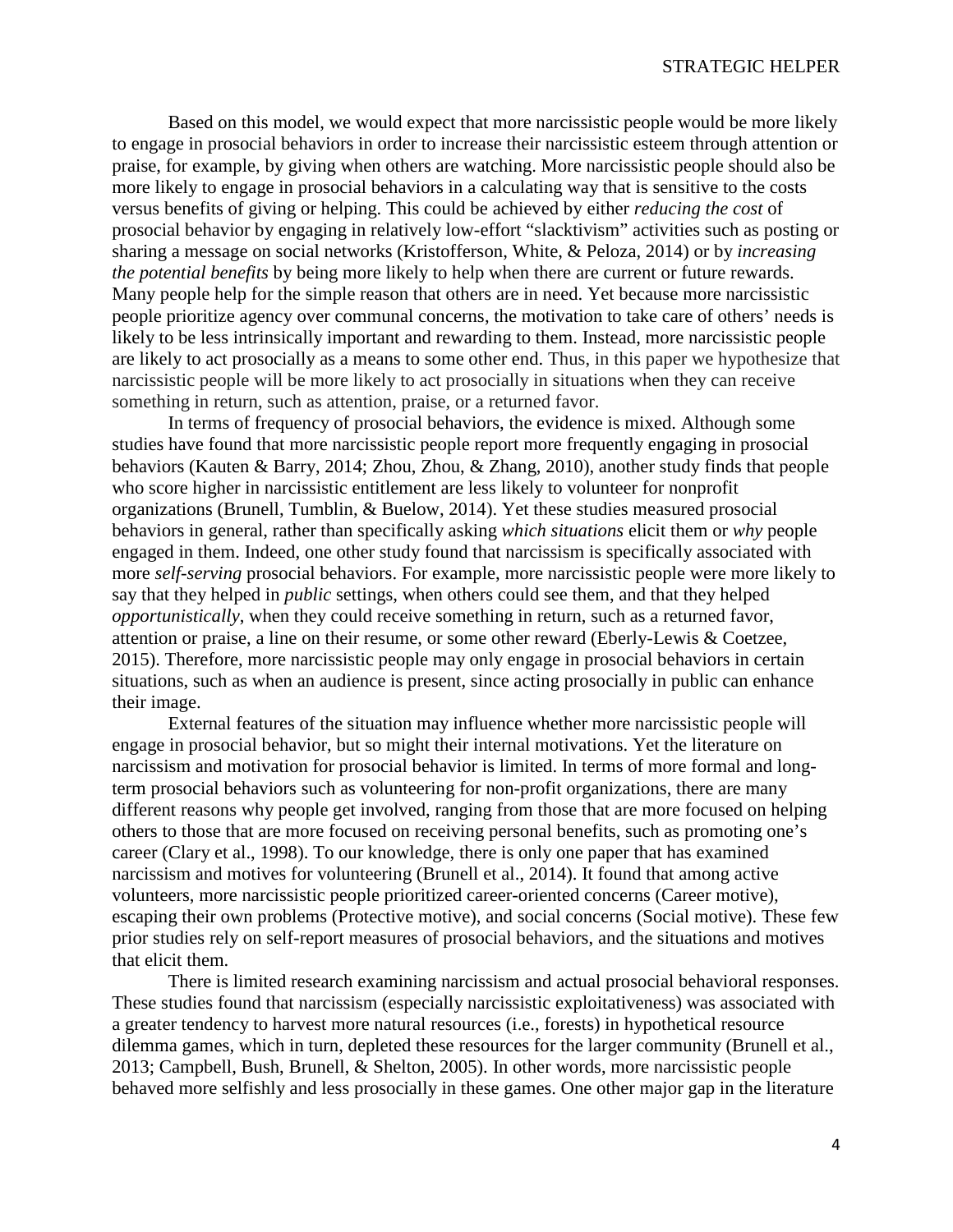Based on this model, we would expect that more narcissistic people would be more likely to engage in prosocial behaviors in order to increase their narcissistic esteem through attention or praise, for example, by giving when others are watching. More narcissistic people should also be more likely to engage in prosocial behaviors in a calculating way that is sensitive to the costs versus benefits of giving or helping. This could be achieved by either *reducing the cost* of prosocial behavior by engaging in relatively low-effort "slacktivism" activities such as posting or sharing a message on social networks (Kristofferson, White, & Peloza, 2014) or by *increasing the potential benefits* by being more likely to help when there are current or future rewards. Many people help for the simple reason that others are in need. Yet because more narcissistic people prioritize agency over communal concerns, the motivation to take care of others' needs is likely to be less intrinsically important and rewarding to them. Instead, more narcissistic people are likely to act prosocially as a means to some other end. Thus, in this paper we hypothesize that narcissistic people will be more likely to act prosocially in situations when they can receive something in return, such as attention, praise, or a returned favor.

In terms of frequency of prosocial behaviors, the evidence is mixed. Although some studies have found that more narcissistic people report more frequently engaging in prosocial behaviors (Kauten & Barry, 2014; Zhou, Zhou, & Zhang, 2010), another study finds that people who score higher in narcissistic entitlement are less likely to volunteer for nonprofit organizations (Brunell, Tumblin, & Buelow, 2014). Yet these studies measured prosocial behaviors in general, rather than specifically asking *which situations* elicit them or *why* people engaged in them. Indeed, one other study found that narcissism is specifically associated with more *self-serving* prosocial behaviors. For example, more narcissistic people were more likely to say that they helped in *public* settings, when others could see them, and that they helped *opportunistically*, when they could receive something in return, such as a returned favor, attention or praise, a line on their resume, or some other reward (Eberly-Lewis & Coetzee, 2015). Therefore, more narcissistic people may only engage in prosocial behaviors in certain situations, such as when an audience is present, since acting prosocially in public can enhance their image.

External features of the situation may influence whether more narcissistic people will engage in prosocial behavior, but so might their internal motivations. Yet the literature on narcissism and motivation for prosocial behavior is limited. In terms of more formal and long-term prosocial behaviors such as volunteering for non-profit organizations, there are many different reasons why people get involved, ranging from those that are more focused on helping others to those that are more focused on receiving personal benefits, such as promoting one's career (Clary et al., 1998). To our knowledge, there is only one paper that has examined narcissism and motives for volunteering (Brunell et al., 2014). It found that among active volunteers, more narcissistic people prioritized career-oriented concerns (Career motive), escaping their own problems (Protective motive), and social concerns (Social motive). These few prior studies rely on self-report measures of prosocial behaviors, and the situations and motives that elicit them.

There is limited research examining narcissism and actual prosocial behavioral responses. These studies found that narcissism (especially narcissistic exploitativeness) was associated with a greater tendency to harvest more natural resources (i.e., forests) in hypothetical resource dilemma games, which in turn, depleted these resources for the larger community (Brunell et al., 2013; Campbell, Bush, Brunell, & Shelton, 2005). In other words, more narcissistic people behaved more selfishly and less prosocially in these games. One other major gap in the literature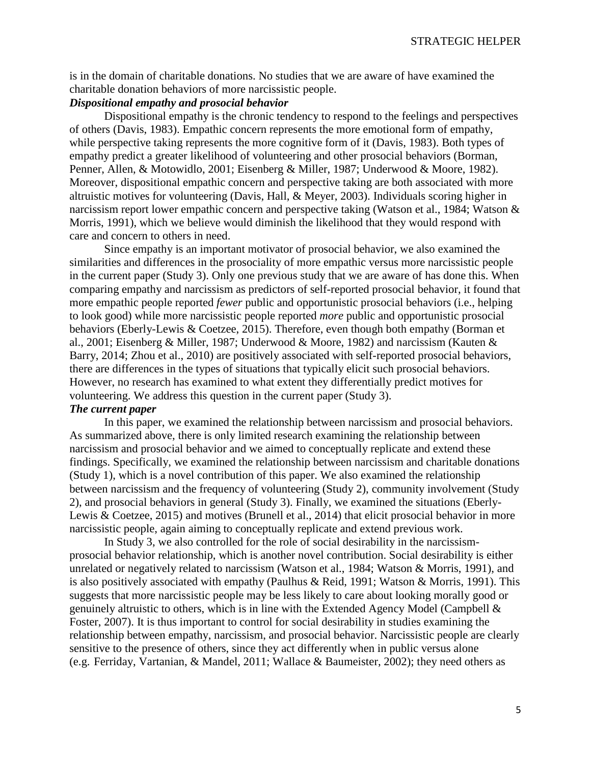is in the domain of charitable donations. No studies that we are aware of have examined the charitable donation behaviors of more narcissistic people.

### *Dispositional empathy and prosocial behavior*

Dispositional empathy is the chronic tendency to respond to the feelings and perspectives of others (Davis, 1983). Empathic concern represents the more emotional form of empathy, while perspective taking represents the more cognitive form of it (Davis, 1983). Both types of empathy predict a greater likelihood of volunteering and other prosocial behaviors (Borman, Penner, Allen, & Motowidlo, 2001; Eisenberg & Miller, 1987; Underwood & Moore, 1982). Moreover, dispositional empathic concern and perspective taking are both associated with more altruistic motives for volunteering (Davis, Hall, & Meyer, 2003). Individuals scoring higher in narcissism report lower empathic concern and perspective taking (Watson et al., 1984; Watson & Morris, 1991), which we believe would diminish the likelihood that they would respond with care and concern to others in need.

Since empathy is an important motivator of prosocial behavior, we also examined the similarities and differences in the prosociality of more empathic versus more narcissistic people in the current paper (Study 3). Only one previous study that we are aware of has done this. When comparing empathy and narcissism as predictors of self-reported prosocial behavior, it found that more empathic people reported *fewer* public and opportunistic prosocial behaviors (i.e., helping to look good) while more narcissistic people reported *more* public and opportunistic prosocial behaviors (Eberly-Lewis & Coetzee, 2015). Therefore, even though both empathy (Borman et al., 2001; Eisenberg & Miller, 1987; Underwood & Moore, 1982) and narcissism (Kauten & Barry, 2014; Zhou et al., 2010) are positively associated with self-reported prosocial behaviors, there are differences in the types of situations that typically elicit such prosocial behaviors. However, no research has examined to what extent they differentially predict motives for volunteering. We address this question in the current paper (Study 3).

### *The current paper*

In this paper, we examined the relationship between narcissism and prosocial behaviors. As summarized above, there is only limited research examining the relationship between narcissism and prosocial behavior and we aimed to conceptually replicate and extend these findings. Specifically, we examined the relationship between narcissism and charitable donations (Study 1), which is a novel contribution of this paper. We also examined the relationship between narcissism and the frequency of volunteering (Study 2), community involvement (Study 2), and prosocial behaviors in general (Study 3). Finally, we examined the situations (Eberly-Lewis & Coetzee, 2015) and motives (Brunell et al., 2014) that elicit prosocial behavior in more narcissistic people, again aiming to conceptually replicate and extend previous work.

In Study 3, we also controlled for the role of social desirability in the narcissism-prosocial behavior relationship, which is another novel contribution. Social desirability is either unrelated or negatively related to narcissism (Watson et al., 1984; Watson & Morris, 1991), and is also positively associated with empathy (Paulhus & Reid, 1991; Watson & Morris, 1991). This suggests that more narcissistic people may be less likely to care about looking morally good or genuinely altruistic to others, which is in line with the Extended Agency Model (Campbell & Foster, 2007). It is thus important to control for social desirability in studies examining the relationship between empathy, narcissism, and prosocial behavior. Narcissistic people are clearly sensitive to the presence of others, since they act differently when in public versus alone (e.g. Ferriday, Vartanian, & Mandel, 2011; Wallace & Baumeister, 2002); they need others as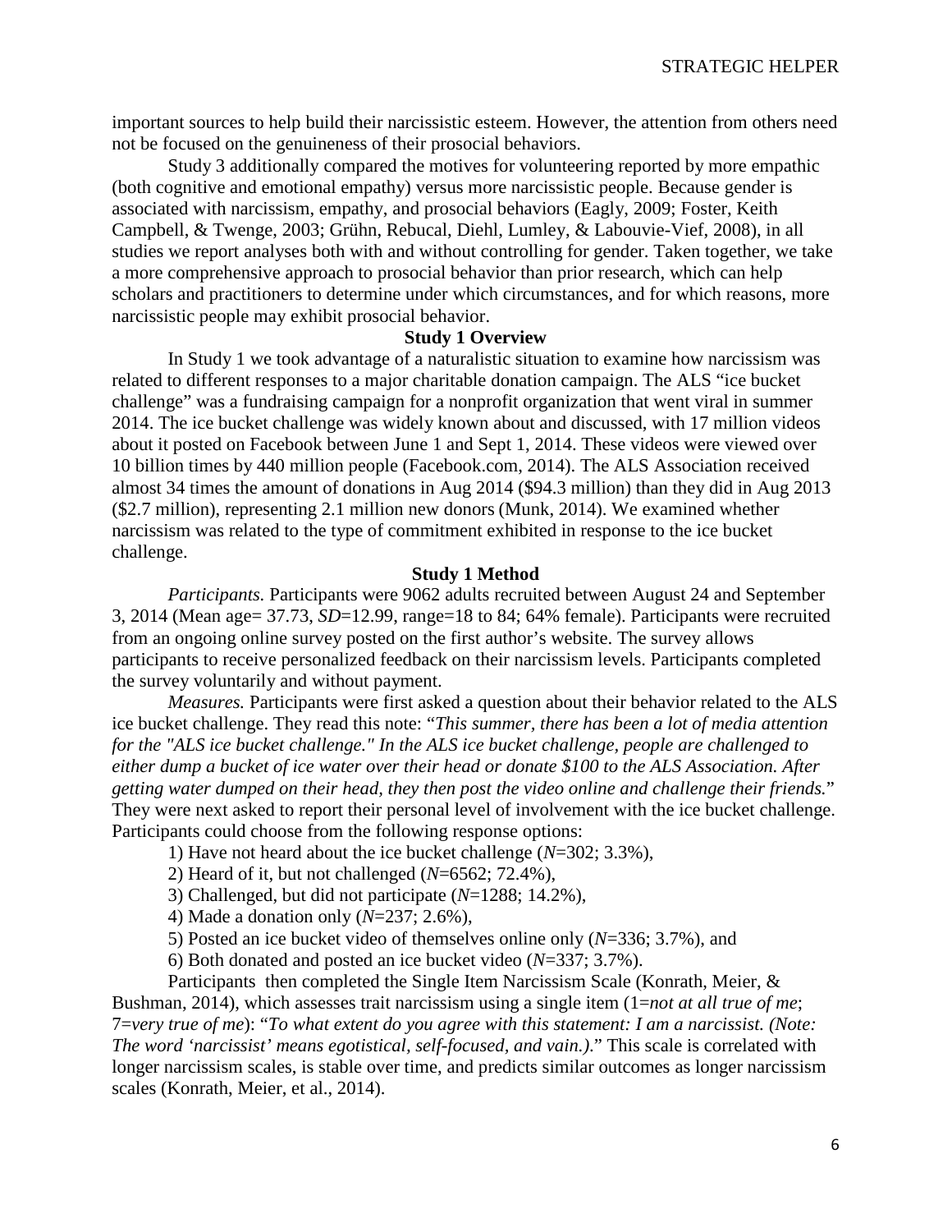important sources to help build their narcissistic esteem. However, the attention from others need not be focused on the genuineness of their prosocial behaviors.

Study 3 additionally compared the motives for volunteering reported by more empathic (both cognitive and emotional empathy) versus more narcissistic people. Because gender is associated with narcissism, empathy, and prosocial behaviors (Eagly, 2009; Foster, Keith Campbell, & Twenge, 2003; Grühn, Rebucal, Diehl, Lumley, & Labouvie-Vief, 2008), in all studies we report analyses both with and without controlling for gender. Taken together, we take a more comprehensive approach to prosocial behavior than prior research, which can help scholars and practitioners to determine under which circumstances, and for which reasons, more narcissistic people may exhibit prosocial behavior.

## Study 1 Overview

In Study 1 we took advantage of a naturalistic situation to examine how narcissism was related to different responses to a major charitable donation campaign. The ALS "ice bucket challenge" was a fundraising campaign for a nonprofit organization that went viral in summer 2014. The ice bucket challenge was widely known about and discussed, with 17 million videos about it posted on Facebook between June 1 and Sept 1, 2014. These videos were viewed over 10 billion times by 440 million people (Facebook.com, 2014). The ALS Association received almost 34 times the amount of donations in Aug 2014 ($94.3 million) than they did in Aug 2013 ($2.7 million), representing 2.1 million new donors (Munk, 2014). We examined whether narcissism was related to the type of commitment exhibited in response to the ice bucket challenge.

## Study 1 Method

*Participants.* Participants were 9062 adults recruited between August 24 and September 3, 2014 (Mean age= 37.73, *SD*=12.99, range=18 to 84; 64% female). Participants were recruited from an ongoing online survey posted on the first author's website. The survey allows participants to receive personalized feedback on their narcissism levels. Participants completed the survey voluntarily and without payment.

*Measures.* Participants were first asked a question about their behavior related to the ALS ice bucket challenge. They read this note: "*This summer, there has been a lot of media attention for the "ALS ice bucket challenge." In the ALS ice bucket challenge, people are challenged to either dump a bucket of ice water over their head or donate $100 to the ALS Association. After getting water dumped on their head, they then post the video online and challenge their friends.*" They were next asked to report their personal level of involvement with the ice bucket challenge. Participants could choose from the following response options:

1) Have not heard about the ice bucket challenge (*N*=302; 3.3%),
2) Heard of it, but not challenged (*N*=6562; 72.4%),
3) Challenged, but did not participate (*N*=1288; 14.2%),
4) Made a donation only (*N*=237; 2.6%),
5) Posted an ice bucket video of themselves online only (*N*=336; 3.7%), and
6) Both donated and posted an ice bucket video (*N*=337; 3.7%).

Participants then completed the Single Item Narcissism Scale (Konrath, Meier, & Bushman, 2014), which assesses trait narcissism using a single item (1=*not at all true of me*; 7=*very true of me*): "*To what extent do you agree with this statement: I am a narcissist. (Note: The word 'narcissist' means egotistical, self-focused, and vain.).*" This scale is correlated with longer narcissism scales, is stable over time, and predicts similar outcomes as longer narcissism scales (Konrath, Meier, et al., 2014).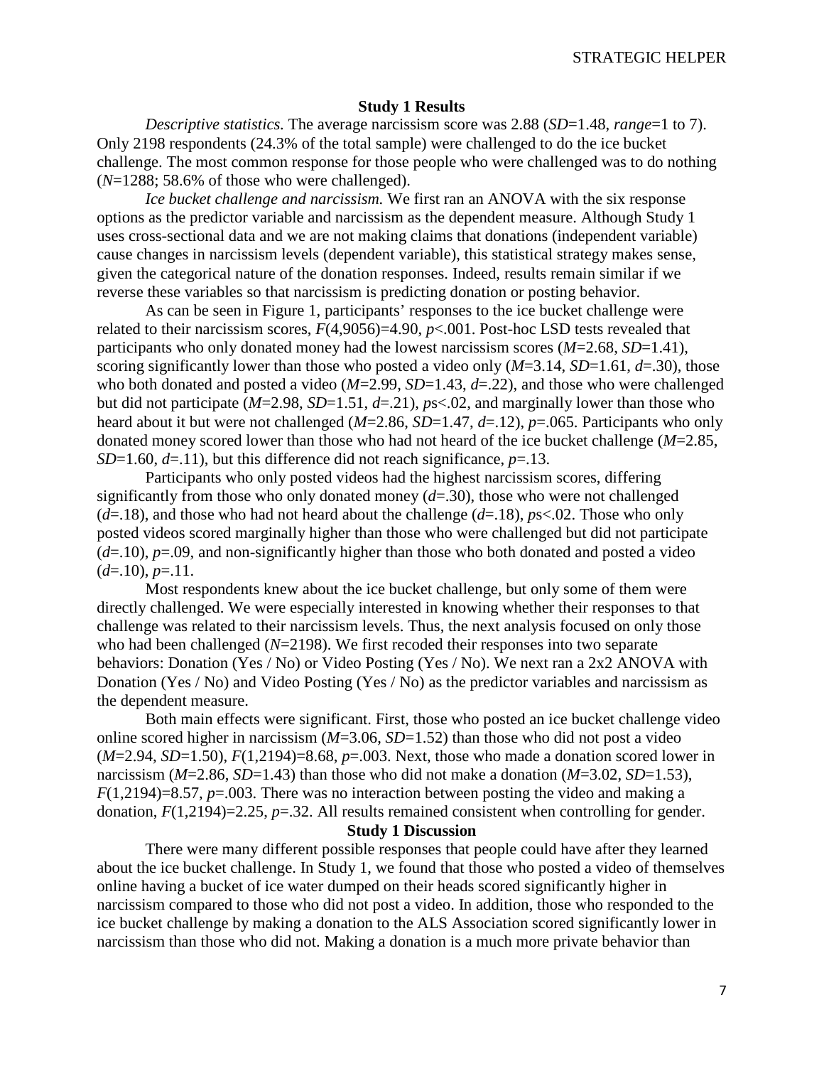## Study 1 Results

*Descriptive statistics.* The average narcissism score was 2.88 ($SD$=1.48, *range*=1 to 7). Only 2198 respondents (24.3% of the total sample) were challenged to do the ice bucket challenge. The most common response for those people who were challenged was to do nothing ($N$=1288; 58.6% of those who were challenged).

*Ice bucket challenge and narcissism.* We first ran an ANOVA with the six response options as the predictor variable and narcissism as the dependent measure. Although Study 1 uses cross-sectional data and we are not making claims that donations (independent variable) cause changes in narcissism levels (dependent variable), this statistical strategy makes sense, given the categorical nature of the donation responses. Indeed, results remain similar if we reverse these variables so that narcissism is predicting donation or posting behavior.

As can be seen in Figure 1, participants' responses to the ice bucket challenge were related to their narcissism scores, $F(4,9056)=4.90$, $p<.001$. Post-hoc LSD tests revealed that participants who only donated money had the lowest narcissism scores ($M$=2.68, $SD$=1.41), scoring significantly lower than those who posted a video only ($M$=3.14, $SD$=1.61, $d$=.30), those who both donated and posted a video ($M$=2.99, $SD$=1.43, $d$=.22), and those who were challenged but did not participate ($M$=2.98, $SD$=1.51, $d$=.21), $p$s<.02, and marginally lower than those who heard about it but were not challenged ($M$=2.86, $SD$=1.47, $d$=.12), $p$=.065. Participants who only donated money scored lower than those who had not heard of the ice bucket challenge ($M$=2.85, $SD$=1.60, $d$=.11), but this difference did not reach significance, $p$=.13.

Participants who only posted videos had the highest narcissism scores, differing significantly from those who only donated money ($d$=.30), those who were not challenged ($d$=.18), and those who had not heard about the challenge ($d$=.18), $p$s<.02. Those who only posted videos scored marginally higher than those who were challenged but did not participate ($d$=.10), $p$=.09, and non-significantly higher than those who both donated and posted a video ($d$=.10), $p$=.11.

Most respondents knew about the ice bucket challenge, but only some of them were directly challenged. We were especially interested in knowing whether their responses to that challenge was related to their narcissism levels. Thus, the next analysis focused on only those who had been challenged ($N$=2198). We first recoded their responses into two separate behaviors: Donation (Yes / No) or Video Posting (Yes / No). We next ran a 2x2 ANOVA with Donation (Yes / No) and Video Posting (Yes / No) as the predictor variables and narcissism as the dependent measure.

Both main effects were significant. First, those who posted an ice bucket challenge video online scored higher in narcissism ($M$=3.06, $SD$=1.52) than those who did not post a video ($M$=2.94, $SD$=1.50), $F(1,2194)=8.68$, $p$=.003. Next, those who made a donation scored lower in narcissism ($M$=2.86, $SD$=1.43) than those who did not make a donation ($M$=3.02, $SD$=1.53), $F(1,2194)=8.57$, $p$=.003. There was no interaction between posting the video and making a donation, $F(1,2194)=2.25$, $p$=.32. All results remained consistent when controlling for gender.

## Study 1 Discussion

There were many different possible responses that people could have after they learned about the ice bucket challenge. In Study 1, we found that those who posted a video of themselves online having a bucket of ice water dumped on their heads scored significantly higher in narcissism compared to those who did not post a video. In addition, those who responded to the ice bucket challenge by making a donation to the ALS Association scored significantly lower in narcissism than those who did not. Making a donation is a much more private behavior than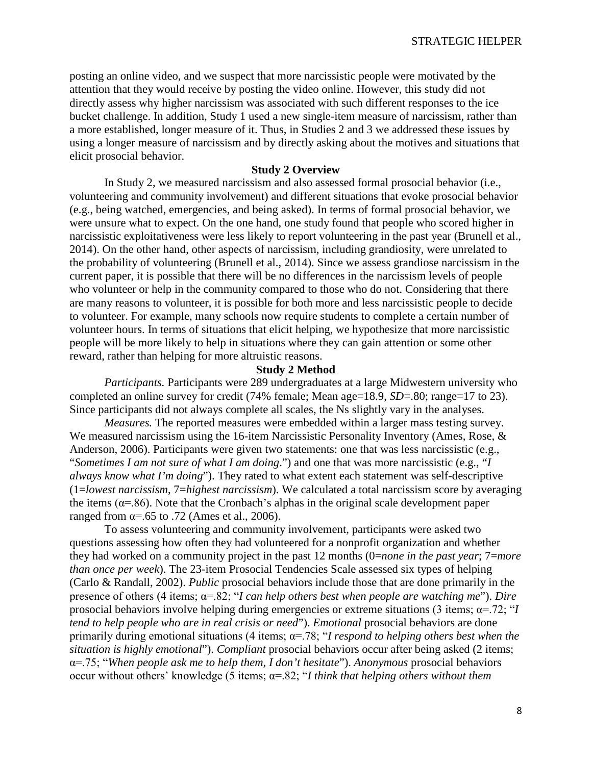posting an online video, and we suspect that more narcissistic people were motivated by the attention that they would receive by posting the video online. However, this study did not directly assess why higher narcissism was associated with such different responses to the ice bucket challenge. In addition, Study 1 used a new single-item measure of narcissism, rather than a more established, longer measure of it. Thus, in Studies 2 and 3 we addressed these issues by using a longer measure of narcissism and by directly asking about the motives and situations that elicit prosocial behavior.

## Study 2 Overview

In Study 2, we measured narcissism and also assessed formal prosocial behavior (i.e., volunteering and community involvement) and different situations that evoke prosocial behavior (e.g., being watched, emergencies, and being asked). In terms of formal prosocial behavior, we were unsure what to expect. On the one hand, one study found that people who scored higher in narcissistic exploitativeness were less likely to report volunteering in the past year (Brunell et al., 2014). On the other hand, other aspects of narcissism, including grandiosity, were unrelated to the probability of volunteering (Brunell et al., 2014). Since we assess grandiose narcissism in the current paper, it is possible that there will be no differences in the narcissism levels of people who volunteer or help in the community compared to those who do not. Considering that there are many reasons to volunteer, it is possible for both more and less narcissistic people to decide to volunteer. For example, many schools now require students to complete a certain number of volunteer hours. In terms of situations that elicit helping, we hypothesize that more narcissistic people will be more likely to help in situations where they can gain attention or some other reward, rather than helping for more altruistic reasons.

## Study 2 Method

*Participants.* Participants were 289 undergraduates at a large Midwestern university who completed an online survey for credit (74% female; Mean age=18.9, *SD*=.80; range=17 to 23). Since participants did not always complete all scales, the Ns slightly vary in the analyses.

*Measures.* The reported measures were embedded within a larger mass testing survey. We measured narcissism using the 16-item Narcissistic Personality Inventory (Ames, Rose, & Anderson, 2006). Participants were given two statements: one that was less narcissistic (e.g., "*Sometimes I am not sure of what I am doing*.") and one that was more narcissistic (e.g., "*I always know what I'm doing*"). They rated to what extent each statement was self-descriptive (1=*lowest narcissism*, 7=*highest narcissism*). We calculated a total narcissism score by averaging the items (α=.86). Note that the Cronbach's alphas in the original scale development paper ranged from α=.65 to .72 (Ames et al., 2006).

To assess volunteering and community involvement, participants were asked two questions assessing how often they had volunteered for a nonprofit organization and whether they had worked on a community project in the past 12 months (0=*none in the past year*; 7=*more than once per week*). The 23-item Prosocial Tendencies Scale assessed six types of helping (Carlo & Randall, 2002). *Public* prosocial behaviors include those that are done primarily in the presence of others (4 items; α=.82; "*I can help others best when people are watching me*"). *Dire* prosocial behaviors involve helping during emergencies or extreme situations (3 items; α=.72; "*I tend to help people who are in real crisis or need*"). *Emotional* prosocial behaviors are done primarily during emotional situations (4 items; α=.78; "*I respond to helping others best when the situation is highly emotional*"). *Compliant* prosocial behaviors occur after being asked (2 items; α=.75; "*When people ask me to help them, I don't hesitate*"). *Anonymous* prosocial behaviors occur without others' knowledge (5 items; α=.82; "*I think that helping others without them*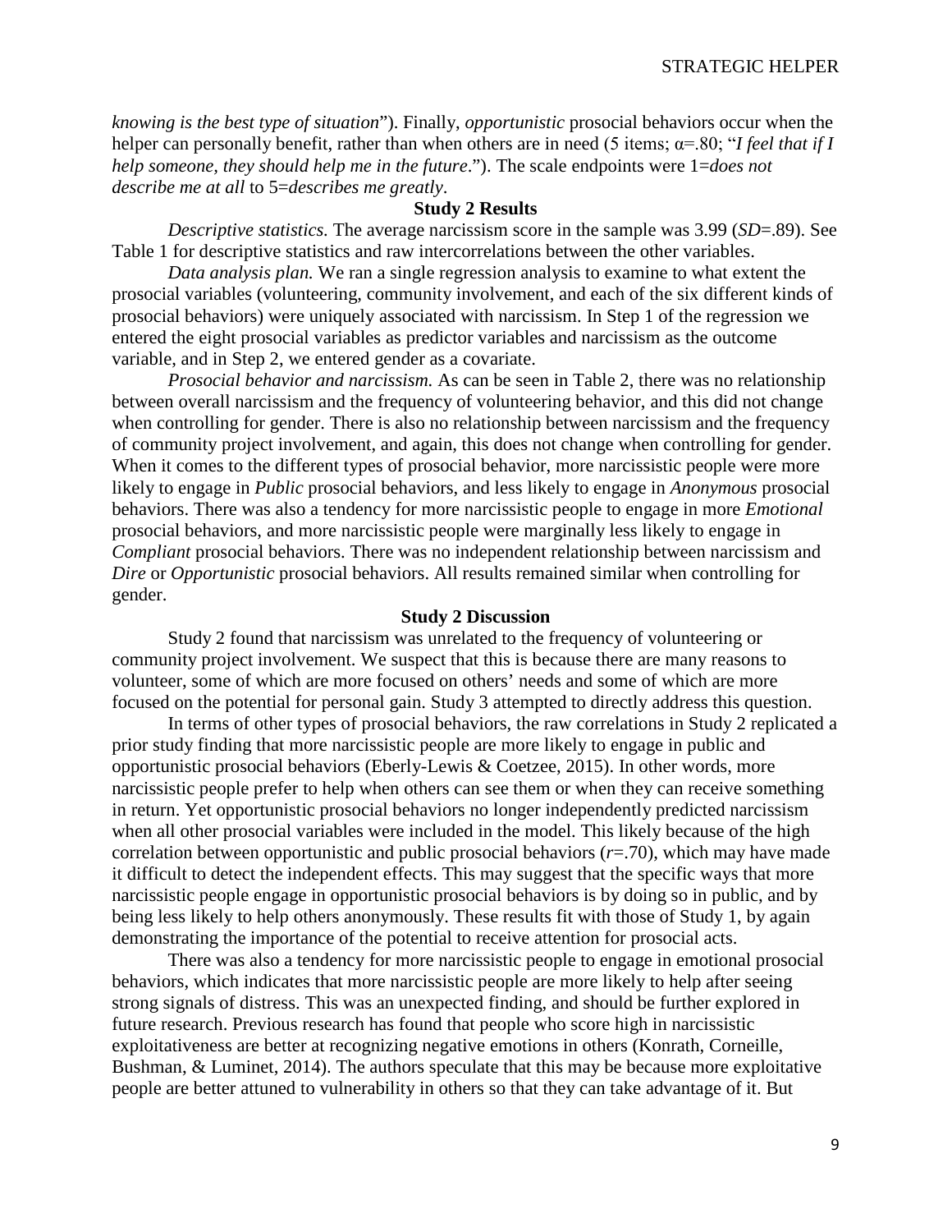*knowing is the best type of situation*"). Finally, *opportunistic* prosocial behaviors occur when the helper can personally benefit, rather than when others are in need (5 items; α=.80; "*I feel that if I help someone, they should help me in the future*."). The scale endpoints were 1=*does not describe me at all* to 5=*describes me greatly*.

**Study 2 Results**

*Descriptive statistics.* The average narcissism score in the sample was 3.99 (*SD*=.89). See Table 1 for descriptive statistics and raw intercorrelations between the other variables.

*Data analysis plan.* We ran a single regression analysis to examine to what extent the prosocial variables (volunteering, community involvement, and each of the six different kinds of prosocial behaviors) were uniquely associated with narcissism. In Step 1 of the regression we entered the eight prosocial variables as predictor variables and narcissism as the outcome variable, and in Step 2, we entered gender as a covariate.

*Prosocial behavior and narcissism.* As can be seen in Table 2, there was no relationship between overall narcissism and the frequency of volunteering behavior, and this did not change when controlling for gender. There is also no relationship between narcissism and the frequency of community project involvement, and again, this does not change when controlling for gender. When it comes to the different types of prosocial behavior, more narcissistic people were more likely to engage in *Public* prosocial behaviors, and less likely to engage in *Anonymous* prosocial behaviors. There was also a tendency for more narcissistic people to engage in more *Emotional* prosocial behaviors, and more narcissistic people were marginally less likely to engage in *Compliant* prosocial behaviors. There was no independent relationship between narcissism and *Dire* or *Opportunistic* prosocial behaviors. All results remained similar when controlling for gender.

**Study 2 Discussion**

Study 2 found that narcissism was unrelated to the frequency of volunteering or community project involvement. We suspect that this is because there are many reasons to volunteer, some of which are more focused on others' needs and some of which are more focused on the potential for personal gain. Study 3 attempted to directly address this question.

In terms of other types of prosocial behaviors, the raw correlations in Study 2 replicated a prior study finding that more narcissistic people are more likely to engage in public and opportunistic prosocial behaviors (Eberly-Lewis & Coetzee, 2015). In other words, more narcissistic people prefer to help when others can see them or when they can receive something in return. Yet opportunistic prosocial behaviors no longer independently predicted narcissism when all other prosocial variables were included in the model. This likely because of the high correlation between opportunistic and public prosocial behaviors (*r*=.70), which may have made it difficult to detect the independent effects. This may suggest that the specific ways that more narcissistic people engage in opportunistic prosocial behaviors is by doing so in public, and by being less likely to help others anonymously. These results fit with those of Study 1, by again demonstrating the importance of the potential to receive attention for prosocial acts.

There was also a tendency for more narcissistic people to engage in emotional prosocial behaviors, which indicates that more narcissistic people are more likely to help after seeing strong signals of distress. This was an unexpected finding, and should be further explored in future research. Previous research has found that people who score high in narcissistic exploitativeness are better at recognizing negative emotions in others (Konrath, Corneille, Bushman, & Luminet, 2014). The authors speculate that this may be because more exploitative people are better attuned to vulnerability in others so that they can take advantage of it. But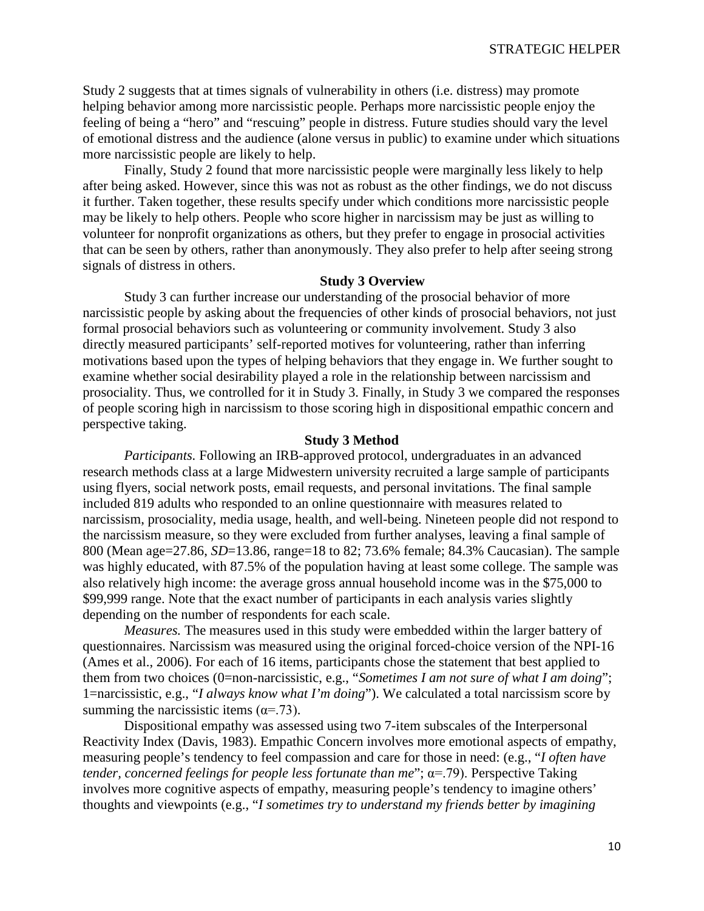Study 2 suggests that at times signals of vulnerability in others (i.e. distress) may promote helping behavior among more narcissistic people. Perhaps more narcissistic people enjoy the feeling of being a "hero" and "rescuing" people in distress. Future studies should vary the level of emotional distress and the audience (alone versus in public) to examine under which situations more narcissistic people are likely to help.

Finally, Study 2 found that more narcissistic people were marginally less likely to help after being asked. However, since this was not as robust as the other findings, we do not discuss it further. Taken together, these results specify under which conditions more narcissistic people may be likely to help others. People who score higher in narcissism may be just as willing to volunteer for nonprofit organizations as others, but they prefer to engage in prosocial activities that can be seen by others, rather than anonymously. They also prefer to help after seeing strong signals of distress in others.

## Study 3 Overview

Study 3 can further increase our understanding of the prosocial behavior of more narcissistic people by asking about the frequencies of other kinds of prosocial behaviors, not just formal prosocial behaviors such as volunteering or community involvement. Study 3 also directly measured participants' self-reported motives for volunteering, rather than inferring motivations based upon the types of helping behaviors that they engage in. We further sought to examine whether social desirability played a role in the relationship between narcissism and prosociality. Thus, we controlled for it in Study 3. Finally, in Study 3 we compared the responses of people scoring high in narcissism to those scoring high in dispositional empathic concern and perspective taking.

## Study 3 Method

*Participants.* Following an IRB-approved protocol, undergraduates in an advanced research methods class at a large Midwestern university recruited a large sample of participants using flyers, social network posts, email requests, and personal invitations. The final sample included 819 adults who responded to an online questionnaire with measures related to narcissism, prosociality, media usage, health, and well-being. Nineteen people did not respond to the narcissism measure, so they were excluded from further analyses, leaving a final sample of 800 (Mean age=27.86, *SD*=13.86, range=18 to 82; 73.6% female; 84.3% Caucasian). The sample was highly educated, with 87.5% of the population having at least some college. The sample was also relatively high income: the average gross annual household income was in the $75,000 to $99,999 range. Note that the exact number of participants in each analysis varies slightly depending on the number of respondents for each scale.

*Measures.* The measures used in this study were embedded within the larger battery of questionnaires. Narcissism was measured using the original forced-choice version of the NPI-16 (Ames et al., 2006). For each of 16 items, participants chose the statement that best applied to them from two choices (0=non-narcissistic, e.g., "*Sometimes I am not sure of what I am doing*"; 1=narcissistic, e.g., "*I always know what I'm doing*"). We calculated a total narcissism score by summing the narcissistic items ($\alpha$=.73).

Dispositional empathy was assessed using two 7-item subscales of the Interpersonal Reactivity Index (Davis, 1983). Empathic Concern involves more emotional aspects of empathy, measuring people's tendency to feel compassion and care for those in need: (e.g., "*I often have tender, concerned feelings for people less fortunate than me*"; $\alpha$=.79). Perspective Taking involves more cognitive aspects of empathy, measuring people's tendency to imagine others' thoughts and viewpoints (e.g., "*I sometimes try to understand my friends better by imagining*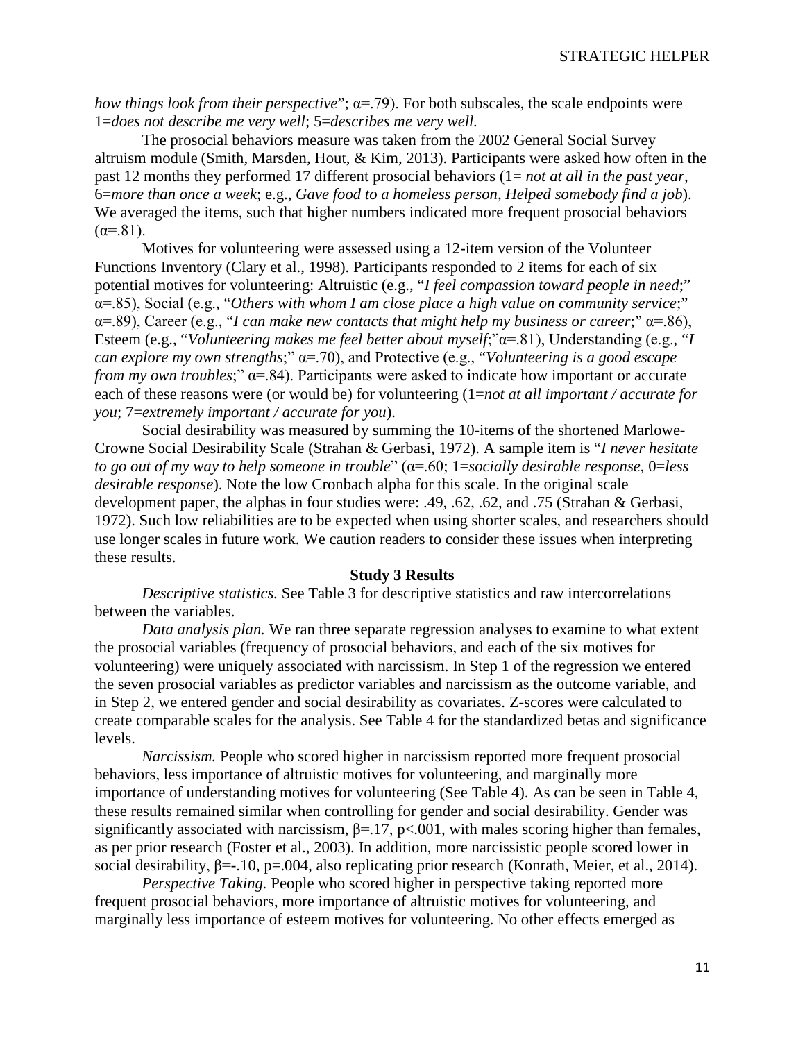*how things look from their perspective*"; α=.79). For both subscales, the scale endpoints were 1=*does not describe me very well*; 5=*describes me very well.*

The prosocial behaviors measure was taken from the 2002 General Social Survey altruism module (Smith, Marsden, Hout, & Kim, 2013). Participants were asked how often in the past 12 months they performed 17 different prosocial behaviors (1= *not at all in the past year*, 6=*more than once a week*; e.g., *Gave food to a homeless person, Helped somebody find a job*). We averaged the items, such that higher numbers indicated more frequent prosocial behaviors (α=.81).

Motives for volunteering were assessed using a 12-item version of the Volunteer Functions Inventory (Clary et al., 1998). Participants responded to 2 items for each of six potential motives for volunteering: Altruistic (e.g., "*I feel compassion toward people in need*;" α=.85), Social (e.g., "*Others with whom I am close place a high value on community service*;" α=.89), Career (e.g., "*I can make new contacts that might help my business or career*;" α=.86), Esteem (e.g., "*Volunteering makes me feel better about myself*;"α=.81), Understanding (e.g., "*I can explore my own strengths*;" α=.70), and Protective (e.g., "*Volunteering is a good escape from my own troubles*;" α=.84). Participants were asked to indicate how important or accurate each of these reasons were (or would be) for volunteering (1=*not at all important / accurate for you*; 7=*extremely important / accurate for you*).

Social desirability was measured by summing the 10-items of the shortened Marlowe-Crowne Social Desirability Scale (Strahan & Gerbasi, 1972). A sample item is "*I never hesitate to go out of my way to help someone in trouble*" (α=.60; 1=*socially desirable response*, 0=*less desirable response*). Note the low Cronbach alpha for this scale. In the original scale development paper, the alphas in four studies were: .49, .62, .62, and .75 (Strahan & Gerbasi, 1972). Such low reliabilities are to be expected when using shorter scales, and researchers should use longer scales in future work. We caution readers to consider these issues when interpreting these results.

## Study 3 Results

*Descriptive statistics.* See Table 3 for descriptive statistics and raw intercorrelations between the variables.

*Data analysis plan.* We ran three separate regression analyses to examine to what extent the prosocial variables (frequency of prosocial behaviors, and each of the six motives for volunteering) were uniquely associated with narcissism. In Step 1 of the regression we entered the seven prosocial variables as predictor variables and narcissism as the outcome variable, and in Step 2, we entered gender and social desirability as covariates. Z-scores were calculated to create comparable scales for the analysis. See Table 4 for the standardized betas and significance levels.

*Narcissism.* People who scored higher in narcissism reported more frequent prosocial behaviors, less importance of altruistic motives for volunteering, and marginally more importance of understanding motives for volunteering (See Table 4). As can be seen in Table 4, these results remained similar when controlling for gender and social desirability. Gender was significantly associated with narcissism, $\beta=.17$, $p<.001$, with males scoring higher than females, as per prior research (Foster et al., 2003). In addition, more narcissistic people scored lower in social desirability, $\beta=-.10$, $p=.004$, also replicating prior research (Konrath, Meier, et al., 2014).

*Perspective Taking.* People who scored higher in perspective taking reported more frequent prosocial behaviors, more importance of altruistic motives for volunteering, and marginally less importance of esteem motives for volunteering. No other effects emerged as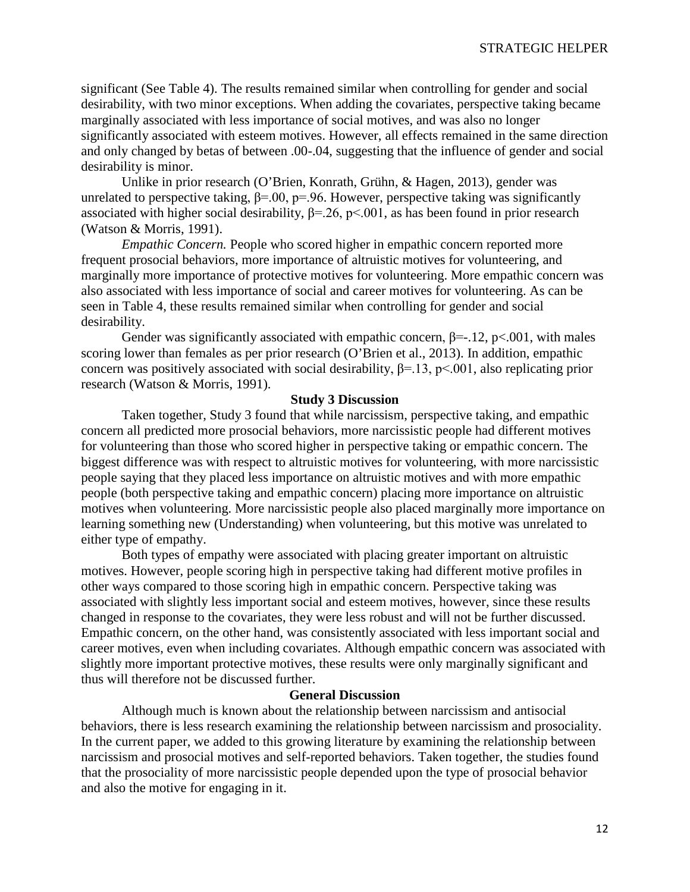significant (See Table 4). The results remained similar when controlling for gender and social desirability, with two minor exceptions. When adding the covariates, perspective taking became marginally associated with less importance of social motives, and was also no longer significantly associated with esteem motives. However, all effects remained in the same direction and only changed by betas of between .00-.04, suggesting that the influence of gender and social desirability is minor.

Unlike in prior research (O'Brien, Konrath, Grühn, & Hagen, 2013), gender was unrelated to perspective taking, $\beta=.00$, $p=.96$. However, perspective taking was significantly associated with higher social desirability, $\beta=.26$, $p<.001$, as has been found in prior research (Watson & Morris, 1991).

*Empathic Concern.* People who scored higher in empathic concern reported more frequent prosocial behaviors, more importance of altruistic motives for volunteering, and marginally more importance of protective motives for volunteering. More empathic concern was also associated with less importance of social and career motives for volunteering. As can be seen in Table 4, these results remained similar when controlling for gender and social desirability.

Gender was significantly associated with empathic concern, $\beta=-.12$, $p<.001$, with males scoring lower than females as per prior research (O'Brien et al., 2013). In addition, empathic concern was positively associated with social desirability, $\beta=.13$, $p<.001$, also replicating prior research (Watson & Morris, 1991).

## Study 3 Discussion

Taken together, Study 3 found that while narcissism, perspective taking, and empathic concern all predicted more prosocial behaviors, more narcissistic people had different motives for volunteering than those who scored higher in perspective taking or empathic concern. The biggest difference was with respect to altruistic motives for volunteering, with more narcissistic people saying that they placed less importance on altruistic motives and with more empathic people (both perspective taking and empathic concern) placing more importance on altruistic motives when volunteering. More narcissistic people also placed marginally more importance on learning something new (Understanding) when volunteering, but this motive was unrelated to either type of empathy.

Both types of empathy were associated with placing greater important on altruistic motives. However, people scoring high in perspective taking had different motive profiles in other ways compared to those scoring high in empathic concern. Perspective taking was associated with slightly less important social and esteem motives, however, since these results changed in response to the covariates, they were less robust and will not be further discussed. Empathic concern, on the other hand, was consistently associated with less important social and career motives, even when including covariates. Although empathic concern was associated with slightly more important protective motives, these results were only marginally significant and thus will therefore not be discussed further.

## General Discussion

Although much is known about the relationship between narcissism and antisocial behaviors, there is less research examining the relationship between narcissism and prosociality. In the current paper, we added to this growing literature by examining the relationship between narcissism and prosocial motives and self-reported behaviors. Taken together, the studies found that the prosociality of more narcissistic people depended upon the type of prosocial behavior and also the motive for engaging in it.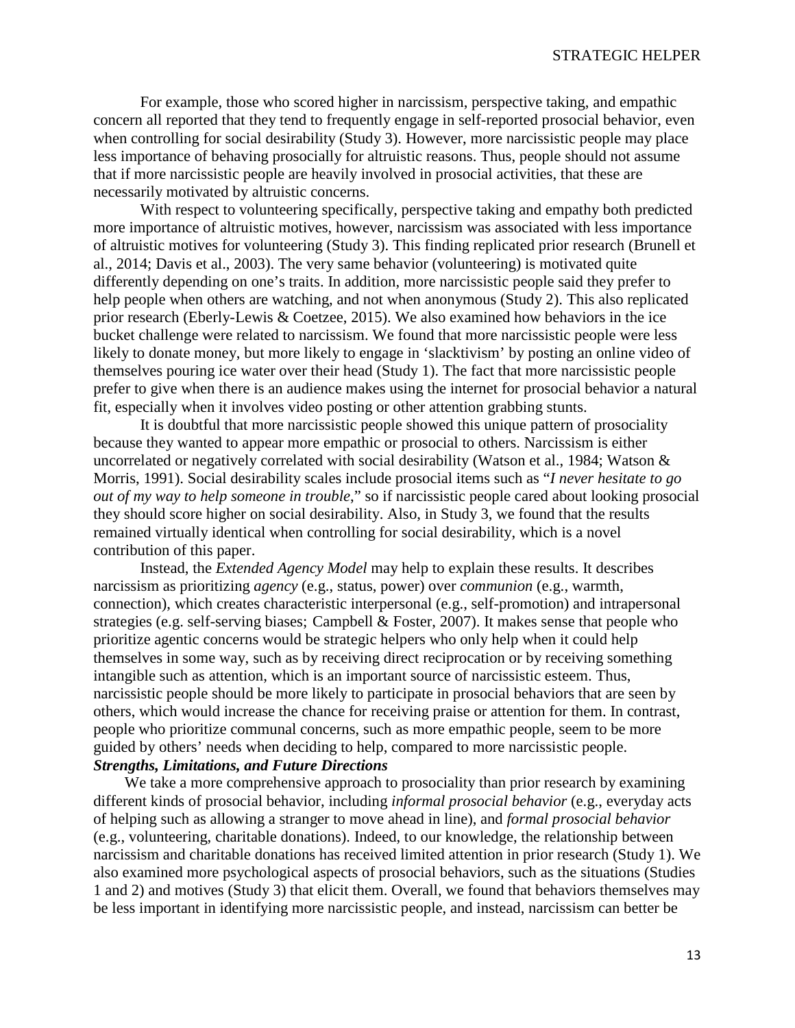For example, those who scored higher in narcissism, perspective taking, and empathic concern all reported that they tend to frequently engage in self-reported prosocial behavior, even when controlling for social desirability (Study 3). However, more narcissistic people may place less importance of behaving prosocially for altruistic reasons. Thus, people should not assume that if more narcissistic people are heavily involved in prosocial activities, that these are necessarily motivated by altruistic concerns.

With respect to volunteering specifically, perspective taking and empathy both predicted more importance of altruistic motives, however, narcissism was associated with less importance of altruistic motives for volunteering (Study 3). This finding replicated prior research (Brunell et al., 2014; Davis et al., 2003). The very same behavior (volunteering) is motivated quite differently depending on one's traits. In addition, more narcissistic people said they prefer to help people when others are watching, and not when anonymous (Study 2). This also replicated prior research (Eberly-Lewis & Coetzee, 2015). We also examined how behaviors in the ice bucket challenge were related to narcissism. We found that more narcissistic people were less likely to donate money, but more likely to engage in 'slacktivism' by posting an online video of themselves pouring ice water over their head (Study 1). The fact that more narcissistic people prefer to give when there is an audience makes using the internet for prosocial behavior a natural fit, especially when it involves video posting or other attention grabbing stunts.

It is doubtful that more narcissistic people showed this unique pattern of prosociality because they wanted to appear more empathic or prosocial to others. Narcissism is either uncorrelated or negatively correlated with social desirability (Watson et al., 1984; Watson & Morris, 1991). Social desirability scales include prosocial items such as "*I never hesitate to go out of my way to help someone in trouble*," so if narcissistic people cared about looking prosocial they should score higher on social desirability. Also, in Study 3, we found that the results remained virtually identical when controlling for social desirability, which is a novel contribution of this paper.

Instead, the *Extended Agency Model* may help to explain these results. It describes narcissism as prioritizing *agency* (e.g., status, power) over *communion* (e.g., warmth, connection), which creates characteristic interpersonal (e.g., self-promotion) and intrapersonal strategies (e.g. self-serving biases; Campbell & Foster, 2007). It makes sense that people who prioritize agentic concerns would be strategic helpers who only help when it could help themselves in some way, such as by receiving direct reciprocation or by receiving something intangible such as attention, which is an important source of narcissistic esteem. Thus, narcissistic people should be more likely to participate in prosocial behaviors that are seen by others, which would increase the chance for receiving praise or attention for them. In contrast, people who prioritize communal concerns, such as more empathic people, seem to be more guided by others' needs when deciding to help, compared to more narcissistic people.

***Strengths, Limitations, and Future Directions***

We take a more comprehensive approach to prosociality than prior research by examining different kinds of prosocial behavior, including *informal prosocial behavior* (e.g., everyday acts of helping such as allowing a stranger to move ahead in line), and *formal prosocial behavior* (e.g., volunteering, charitable donations). Indeed, to our knowledge, the relationship between narcissism and charitable donations has received limited attention in prior research (Study 1). We also examined more psychological aspects of prosocial behaviors, such as the situations (Studies 1 and 2) and motives (Study 3) that elicit them. Overall, we found that behaviors themselves may be less important in identifying more narcissistic people, and instead, narcissism can better be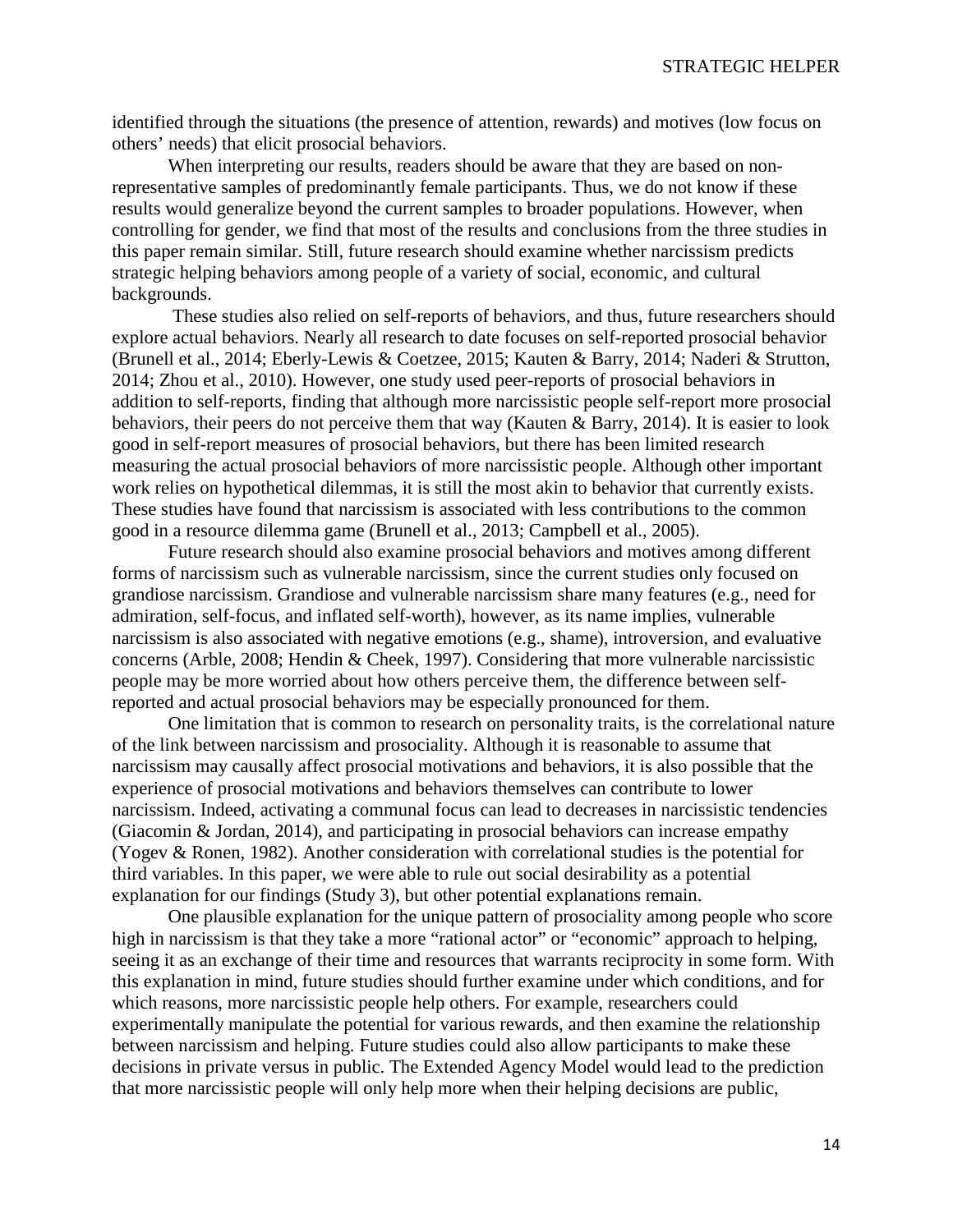identified through the situations (the presence of attention, rewards) and motives (low focus on others' needs) that elicit prosocial behaviors.

When interpreting our results, readers should be aware that they are based on non-representative samples of predominantly female participants. Thus, we do not know if these results would generalize beyond the current samples to broader populations. However, when controlling for gender, we find that most of the results and conclusions from the three studies in this paper remain similar. Still, future research should examine whether narcissism predicts strategic helping behaviors among people of a variety of social, economic, and cultural backgrounds.

These studies also relied on self-reports of behaviors, and thus, future researchers should explore actual behaviors. Nearly all research to date focuses on self-reported prosocial behavior (Brunell et al., 2014; Eberly-Lewis & Coetzee, 2015; Kauten & Barry, 2014; Naderi & Strutton, 2014; Zhou et al., 2010). However, one study used peer-reports of prosocial behaviors in addition to self-reports, finding that although more narcissistic people self-report more prosocial behaviors, their peers do not perceive them that way (Kauten & Barry, 2014). It is easier to look good in self-report measures of prosocial behaviors, but there has been limited research measuring the actual prosocial behaviors of more narcissistic people. Although other important work relies on hypothetical dilemmas, it is still the most akin to behavior that currently exists. These studies have found that narcissism is associated with less contributions to the common good in a resource dilemma game (Brunell et al., 2013; Campbell et al., 2005).

Future research should also examine prosocial behaviors and motives among different forms of narcissism such as vulnerable narcissism, since the current studies only focused on grandiose narcissism. Grandiose and vulnerable narcissism share many features (e.g., need for admiration, self-focus, and inflated self-worth), however, as its name implies, vulnerable narcissism is also associated with negative emotions (e.g., shame), introversion, and evaluative concerns (Arble, 2008; Hendin & Cheek, 1997). Considering that more vulnerable narcissistic people may be more worried about how others perceive them, the difference between self-reported and actual prosocial behaviors may be especially pronounced for them.

One limitation that is common to research on personality traits, is the correlational nature of the link between narcissism and prosociality. Although it is reasonable to assume that narcissism may causally affect prosocial motivations and behaviors, it is also possible that the experience of prosocial motivations and behaviors themselves can contribute to lower narcissism. Indeed, activating a communal focus can lead to decreases in narcissistic tendencies (Giacomin & Jordan, 2014), and participating in prosocial behaviors can increase empathy (Yogev & Ronen, 1982). Another consideration with correlational studies is the potential for third variables. In this paper, we were able to rule out social desirability as a potential explanation for our findings (Study 3), but other potential explanations remain.

One plausible explanation for the unique pattern of prosociality among people who score high in narcissism is that they take a more "rational actor" or "economic" approach to helping, seeing it as an exchange of their time and resources that warrants reciprocity in some form. With this explanation in mind, future studies should further examine under which conditions, and for which reasons, more narcissistic people help others. For example, researchers could experimentally manipulate the potential for various rewards, and then examine the relationship between narcissism and helping. Future studies could also allow participants to make these decisions in private versus in public. The Extended Agency Model would lead to the prediction that more narcissistic people will only help more when their helping decisions are public,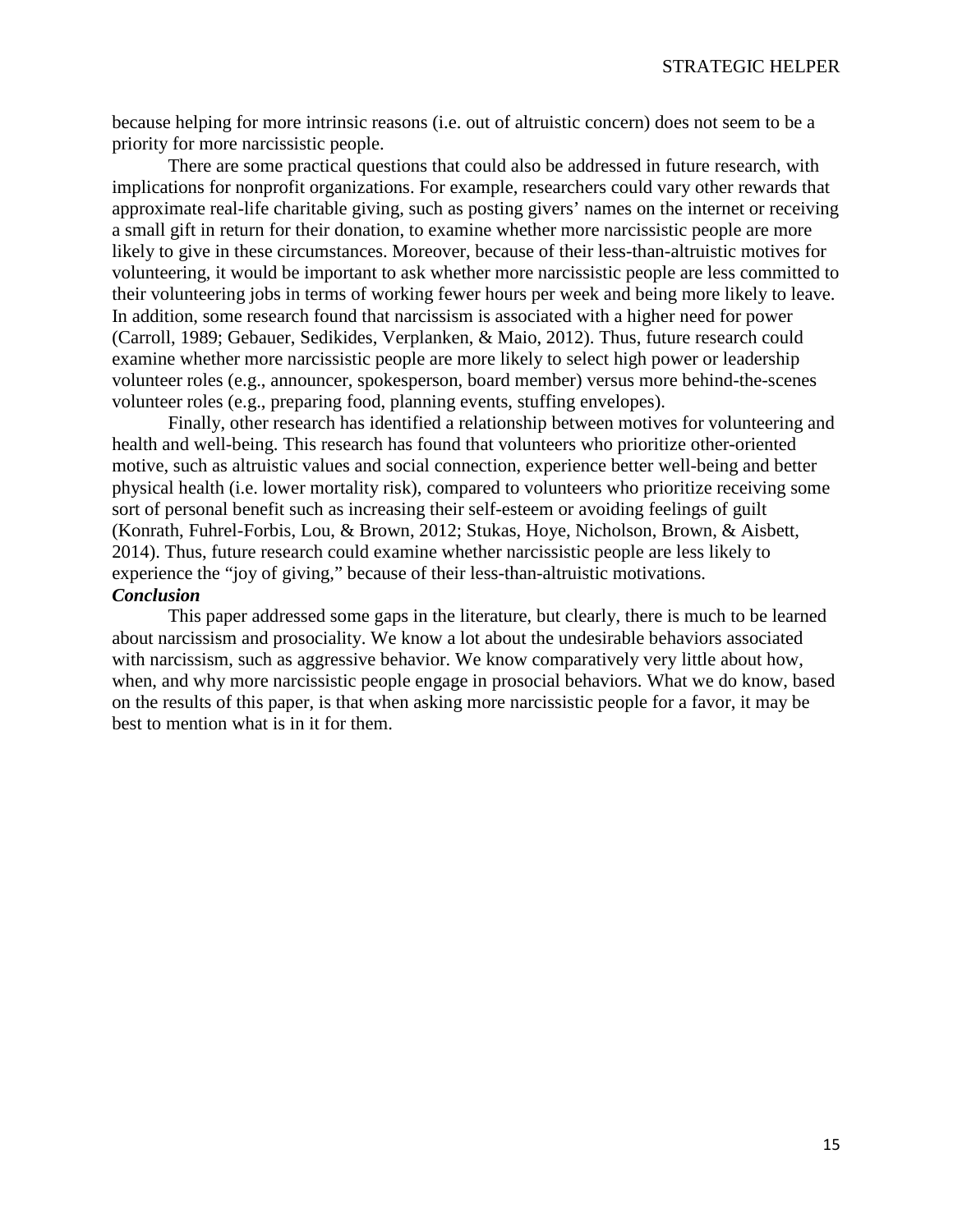because helping for more intrinsic reasons (i.e. out of altruistic concern) does not seem to be a priority for more narcissistic people.

There are some practical questions that could also be addressed in future research, with implications for nonprofit organizations. For example, researchers could vary other rewards that approximate real-life charitable giving, such as posting givers' names on the internet or receiving a small gift in return for their donation, to examine whether more narcissistic people are more likely to give in these circumstances. Moreover, because of their less-than-altruistic motives for volunteering, it would be important to ask whether more narcissistic people are less committed to their volunteering jobs in terms of working fewer hours per week and being more likely to leave. In addition, some research found that narcissism is associated with a higher need for power (Carroll, 1989; Gebauer, Sedikides, Verplanken, & Maio, 2012). Thus, future research could examine whether more narcissistic people are more likely to select high power or leadership volunteer roles (e.g., announcer, spokesperson, board member) versus more behind-the-scenes volunteer roles (e.g., preparing food, planning events, stuffing envelopes).

Finally, other research has identified a relationship between motives for volunteering and health and well-being. This research has found that volunteers who prioritize other-oriented motive, such as altruistic values and social connection, experience better well-being and better physical health (i.e. lower mortality risk), compared to volunteers who prioritize receiving some sort of personal benefit such as increasing their self-esteem or avoiding feelings of guilt (Konrath, Fuhrel-Forbis, Lou, & Brown, 2012; Stukas, Hoye, Nicholson, Brown, & Aisbett, 2014). Thus, future research could examine whether narcissistic people are less likely to experience the "joy of giving," because of their less-than-altruistic motivations.

### ***Conclusion***

This paper addressed some gaps in the literature, but clearly, there is much to be learned about narcissism and prosociality. We know a lot about the undesirable behaviors associated with narcissism, such as aggressive behavior. We know comparatively very little about how, when, and why more narcissistic people engage in prosocial behaviors. What we do know, based on the results of this paper, is that when asking more narcissistic people for a favor, it may be best to mention what is in it for them.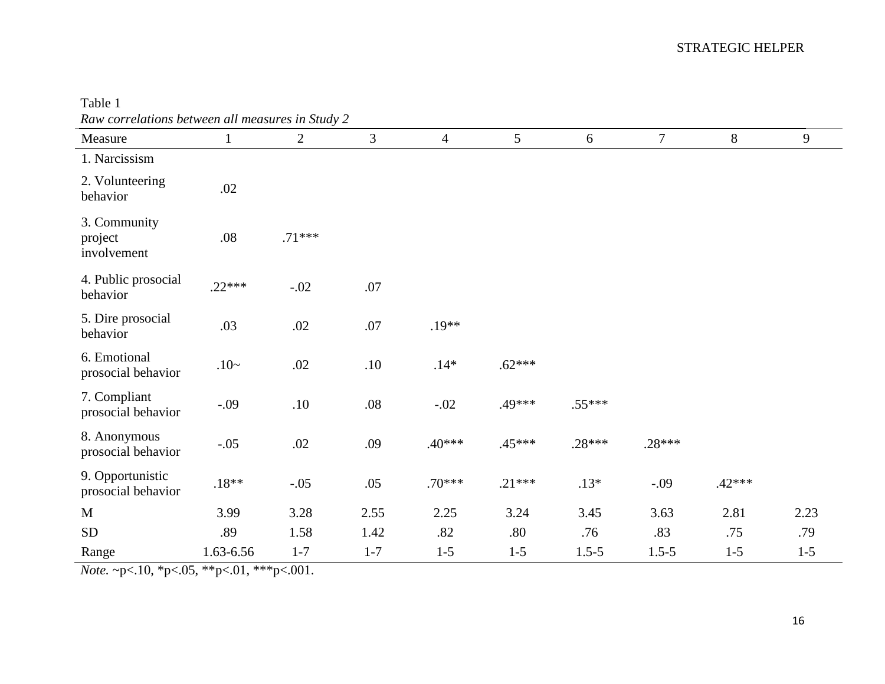Table 1

*Raw correlations between all measures in Study 2*

| Measure | 1 | 2 | 3 | 4 | 5 | 6 | 7 | 8 | 9 |
|---|---|---|---|---|---|---|---|---|---|
| 1. Narcissism | | | | | | | | | |
| 2. Volunteering behavior | .02 | | | | | | | | |
| 3. Community project involvement | .08 | .71*** | | | | | | | |
| 4. Public prosocial behavior | .22*** | -.02 | .07 | | | | | | |
| 5. Dire prosocial behavior | .03 | .02 | .07 | .19** | | | | | |
| 6. Emotional prosocial behavior | .10~ | .02 | .10 | .14* | .62*** | | | | |
| 7. Compliant prosocial behavior | -.09 | .10 | .08 | -.02 | .49*** | .55*** | | | |
| 8. Anonymous prosocial behavior | -.05 | .02 | .09 | .40*** | .45*** | .28*** | .28*** | | |
| 9. Opportunistic prosocial behavior | .18** | -.05 | .05 | .70*** | .21*** | .13* | -.09 | .42*** | |
| M | 3.99 | 3.28 | 2.55 | 2.25 | 3.24 | 3.45 | 3.63 | 2.81 | 2.23 |
| SD | .89 | 1.58 | 1.42 | .82 | .80 | .76 | .83 | .75 | .79 |
| Range | 1.63-6.56 | 1-7 | 1-7 | 1-5 | 1-5 | 1.5-5 | 1.5-5 | 1-5 | 1-5 |

*Note.* ~p<.10, *p<.05, **p<.01, ***p<.001.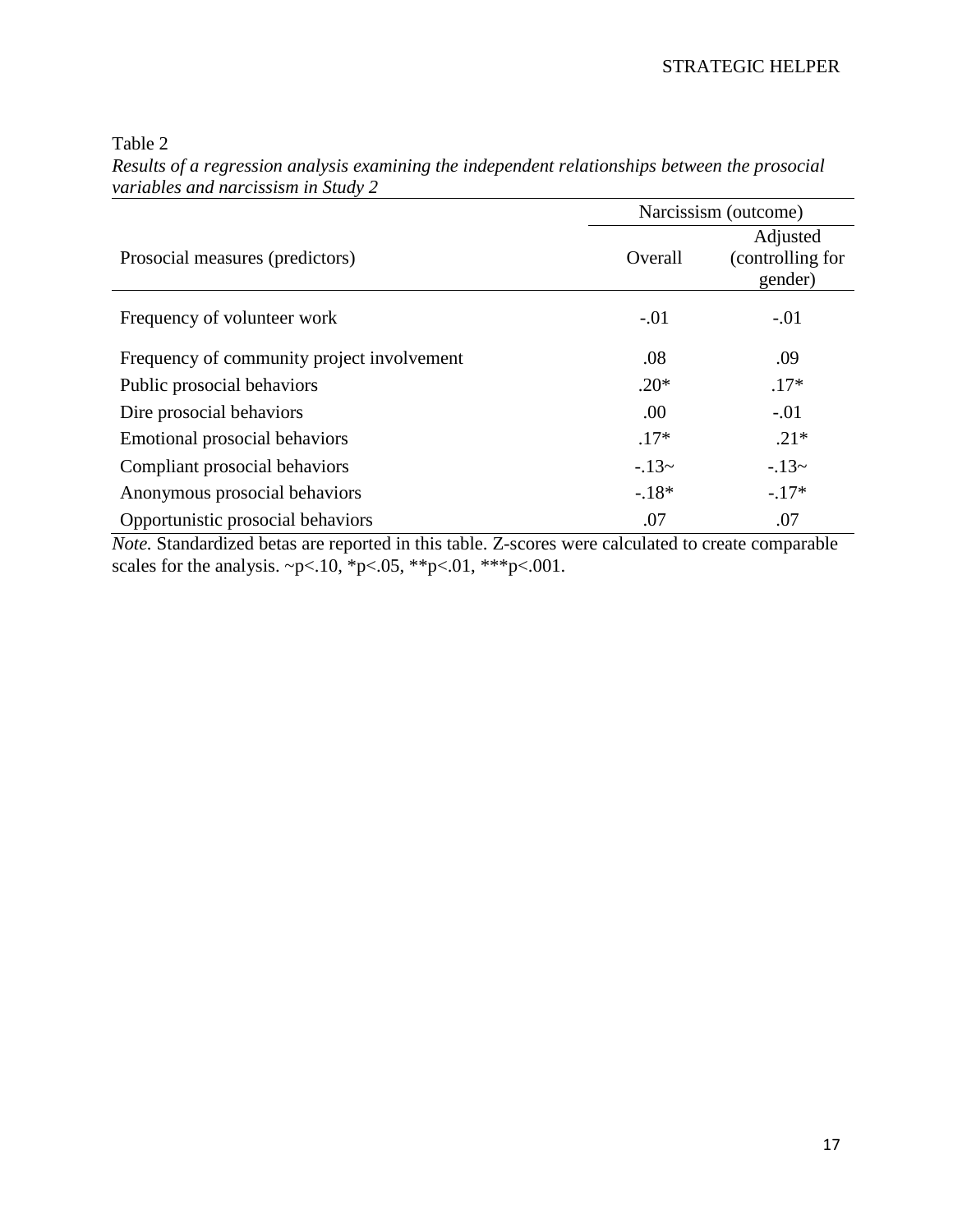Table 2

*Results of a regression analysis examining the independent relationships between the prosocial variables and narcissism in Study 2*

| | Narcissism (outcome) | |
|---|---|---|
| Prosocial measures (predictors) | Overall | Adjusted (controlling for gender) |
| Frequency of volunteer work | -.01 | -.01 |
| Frequency of community project involvement | .08 | .09 |
| Public prosocial behaviors | .20* | .17* |
| Dire prosocial behaviors | .00 | -.01 |
| Emotional prosocial behaviors | .17* | .21* |
| Compliant prosocial behaviors | -.13~ | -.13~ |
| Anonymous prosocial behaviors | -.18* | -.17* |
| Opportunistic prosocial behaviors | .07 | .07 |

*Note.* Standardized betas are reported in this table. Z-scores were calculated to create comparable scales for the analysis. ~p<.10, *p<.05, **p<.01, ***p<.001.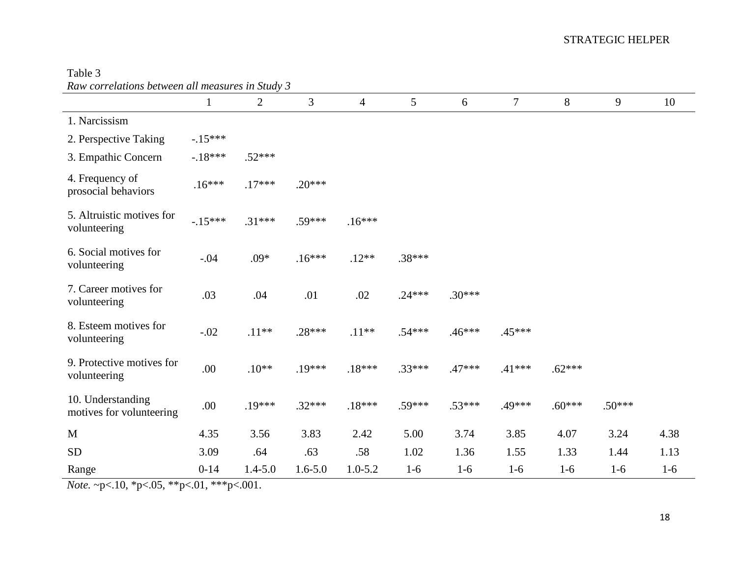Table 3

*Raw correlations between all measures in Study 3*

| | 1 | 2 | 3 | 4 | 5 | 6 | 7 | 8 | 9 | 10 |
|---|---|---|---|---|---|---|---|---|---|---|
| 1. Narcissism | | | | | | | | | | |
| 2. Perspective Taking | -.15*** | | | | | | | | | |
| 3. Empathic Concern | -.18*** | .52*** | | | | | | | | |
| 4. Frequency of prosocial behaviors | .16*** | .17*** | .20*** | | | | | | | |
| 5. Altruistic motives for volunteering | -.15*** | .31*** | .59*** | .16*** | | | | | | |
| 6. Social motives for volunteering | -.04 | .09* | .16*** | .12** | .38*** | | | | | |
| 7. Career motives for volunteering | .03 | .04 | .01 | .02 | .24*** | .30*** | | | | |
| 8. Esteem motives for volunteering | -.02 | .11** | .28*** | .11** | .54*** | .46*** | .45*** | | | |
| 9. Protective motives for volunteering | .00 | .10** | .19*** | .18*** | .33*** | .47*** | .41*** | .62*** | | |
| 10. Understanding motives for volunteering | .00 | .19*** | .32*** | .18*** | .59*** | .53*** | .49*** | .60*** | .50*** | |
| M | 4.35 | 3.56 | 3.83 | 2.42 | 5.00 | 3.74 | 3.85 | 4.07 | 3.24 | 4.38 |
| SD | 3.09 | .64 | .63 | .58 | 1.02 | 1.36 | 1.55 | 1.33 | 1.44 | 1.13 |
| Range | 0-14 | 1.4-5.0 | 1.6-5.0 | 1.0-5.2 | 1-6 | 1-6 | 1-6 | 1-6 | 1-6 | 1-6 |

*Note.* ~p<.10, *p<.05, **p<.01, ***p<.001.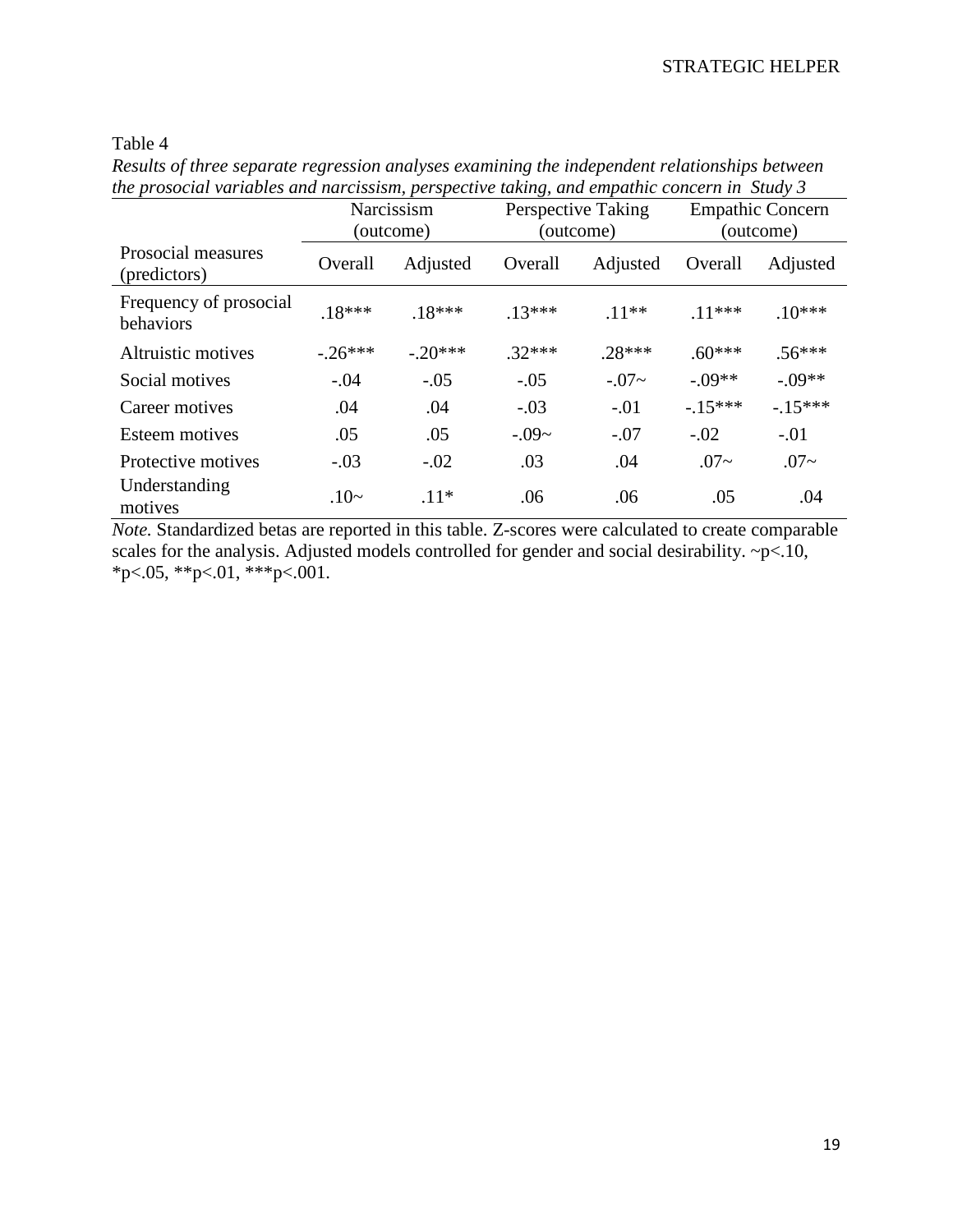Table 4

*Results of three separate regression analyses examining the independent relationships between the prosocial variables and narcissism, perspective taking, and empathic concern in Study 3*

| | Narcissism (outcome) | | Perspective Taking (outcome) | | Empathic Concern (outcome) | |
|---|---|---|---|---|---|---|
| Prosocial measures (predictors) | Overall | Adjusted | Overall | Adjusted | Overall | Adjusted |
| Frequency of prosocial behaviors | .18*** | .18*** | .13*** | .11** | .11*** | .10*** |
| Altruistic motives | -.26*** | -.20*** | .32*** | .28*** | .60*** | .56*** |
| Social motives | -.04 | -.05 | -.05 | -.07~ | -.09** | -.09** |
| Career motives | .04 | .04 | -.03 | -.01 | -.15*** | -.15*** |
| Esteem motives | .05 | .05 | -.09~ | -.07 | -.02 | -.01 |
| Protective motives | -.03 | -.02 | .03 | .04 | .07~ | .07~ |
| Understanding motives | .10~ | .11* | .06 | .06 | .05 | .04 |

*Note.* Standardized betas are reported in this table. Z-scores were calculated to create comparable scales for the analysis. Adjusted models controlled for gender and social desirability. ~p<.10, *p<.05, **p<.01, ***p<.001.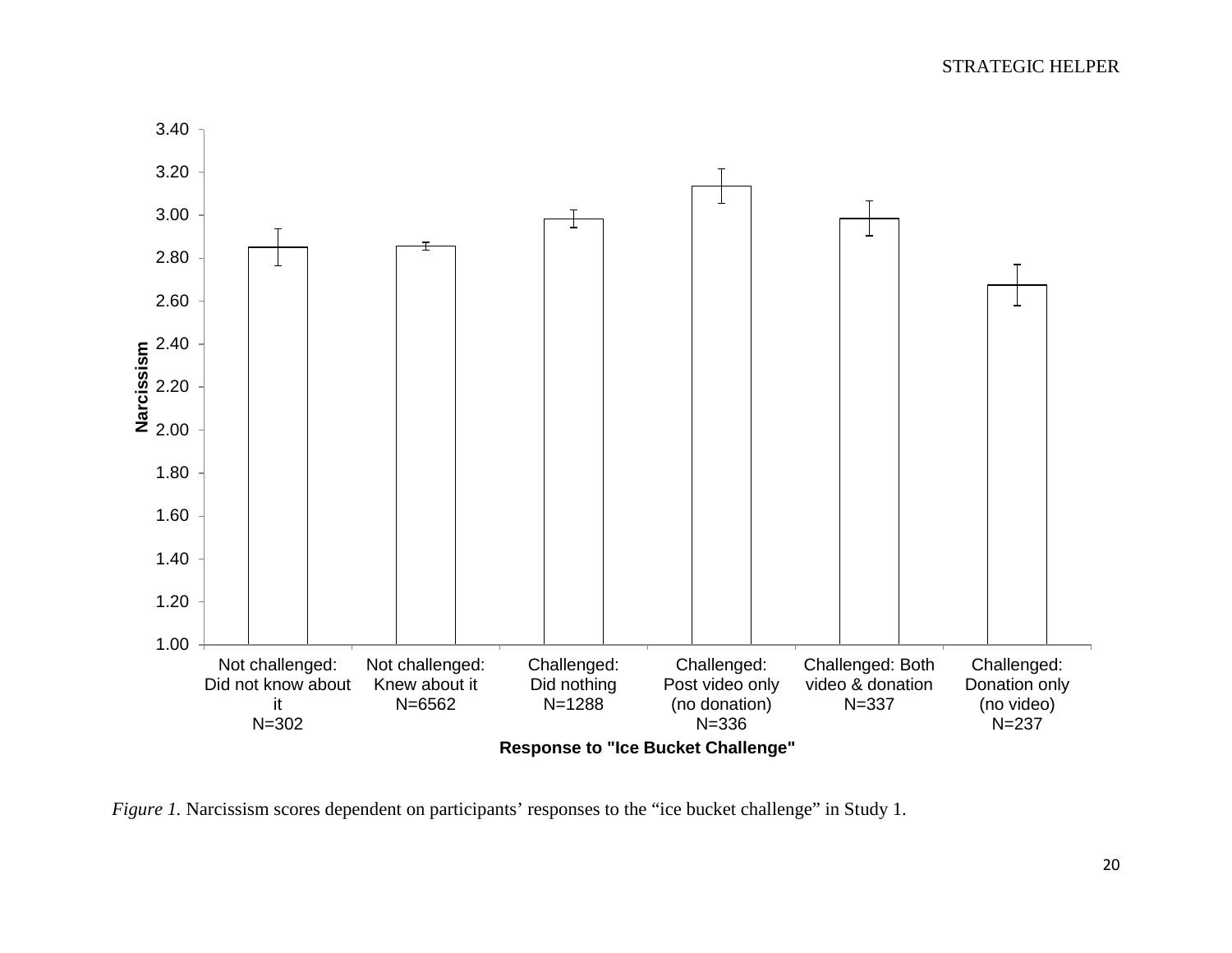*Figure 1.* Narcissism scores dependent on participants' responses to the "ice bucket challenge" in Study 1.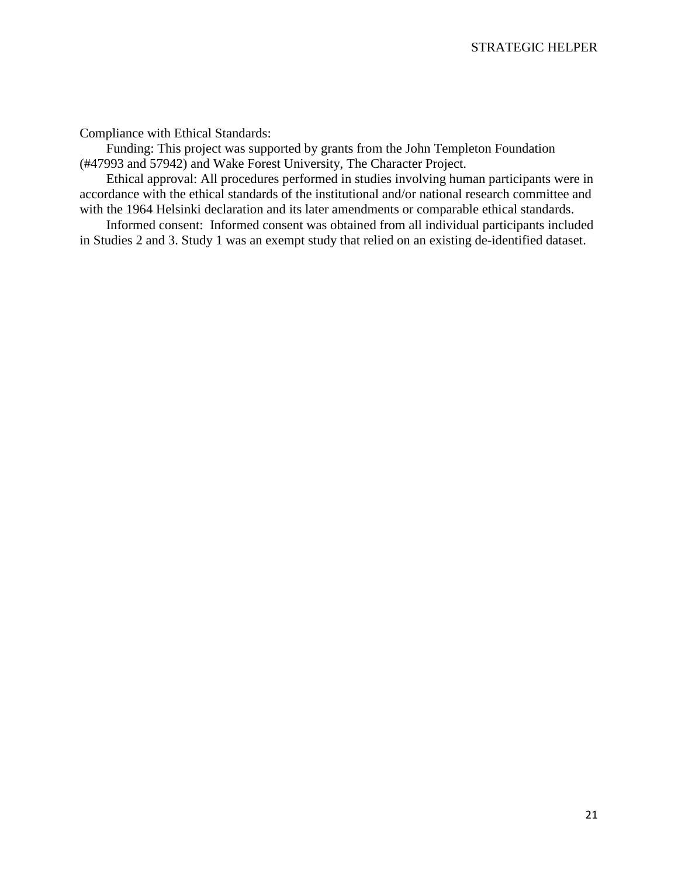Compliance with Ethical Standards:

Funding: This project was supported by grants from the John Templeton Foundation (#47993 and 57942) and Wake Forest University, The Character Project.

Ethical approval: All procedures performed in studies involving human participants were in accordance with the ethical standards of the institutional and/or national research committee and with the 1964 Helsinki declaration and its later amendments or comparable ethical standards.

Informed consent: Informed consent was obtained from all individual participants included in Studies 2 and 3. Study 1 was an exempt study that relied on an existing de-identified dataset.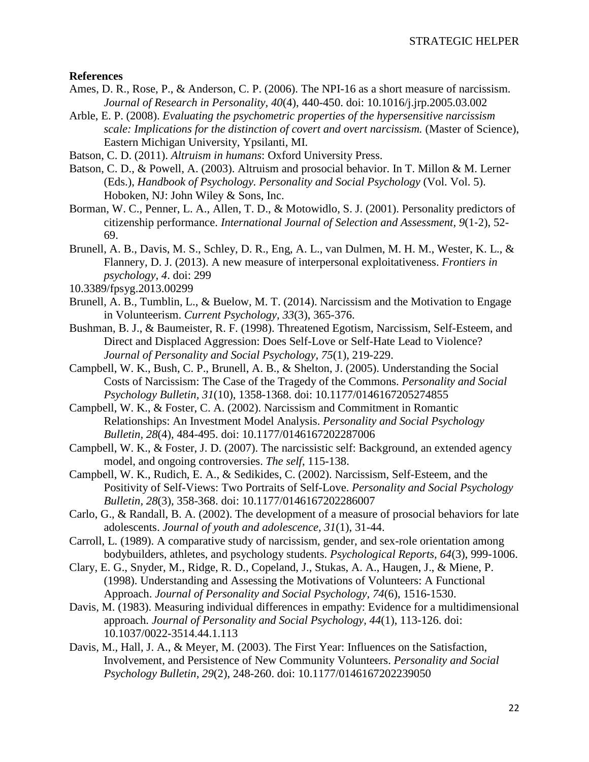**References**

Ames, D. R., Rose, P., & Anderson, C. P. (2006). The NPI-16 as a short measure of narcissism. *Journal of Research in Personality, 40*(4), 440-450. doi: 10.1016/j.jrp.2005.03.002

Arble, E. P. (2008). *Evaluating the psychometric properties of the hypersensitive narcissism scale: Implications for the distinction of covert and overt narcissism.* (Master of Science), Eastern Michigan University, Ypsilanti, MI.

Batson, C. D. (2011). *Altruism in humans*: Oxford University Press.

Batson, C. D., & Powell, A. (2003). Altruism and prosocial behavior. In T. Millon & M. Lerner (Eds.), *Handbook of Psychology. Personality and Social Psychology* (Vol. Vol. 5). Hoboken, NJ: John Wiley & Sons, Inc.

Borman, W. C., Penner, L. A., Allen, T. D., & Motowidlo, S. J. (2001). Personality predictors of citizenship performance. *International Journal of Selection and Assessment, 9*(1-2), 52-69.

Brunell, A. B., Davis, M. S., Schley, D. R., Eng, A. L., van Dulmen, M. H. M., Wester, K. L., & Flannery, D. J. (2013). A new measure of interpersonal exploitativeness. *Frontiers in psychology, 4*. doi: 299
10.3389/fpsyg.2013.00299

Brunell, A. B., Tumblin, L., & Buelow, M. T. (2014). Narcissism and the Motivation to Engage in Volunteerism. *Current Psychology, 33*(3), 365-376.

Bushman, B. J., & Baumeister, R. F. (1998). Threatened Egotism, Narcissism, Self-Esteem, and Direct and Displaced Aggression: Does Self-Love or Self-Hate Lead to Violence? *Journal of Personality and Social Psychology, 75*(1), 219-229.

Campbell, W. K., Bush, C. P., Brunell, A. B., & Shelton, J. (2005). Understanding the Social Costs of Narcissism: The Case of the Tragedy of the Commons. *Personality and Social Psychology Bulletin, 31*(10), 1358-1368. doi: 10.1177/0146167205274855

Campbell, W. K., & Foster, C. A. (2002). Narcissism and Commitment in Romantic Relationships: An Investment Model Analysis. *Personality and Social Psychology Bulletin, 28*(4), 484-495. doi: 10.1177/0146167202287006

Campbell, W. K., & Foster, J. D. (2007). The narcissistic self: Background, an extended agency model, and ongoing controversies. *The self*, 115-138.

Campbell, W. K., Rudich, E. A., & Sedikides, C. (2002). Narcissism, Self-Esteem, and the Positivity of Self-Views: Two Portraits of Self-Love. *Personality and Social Psychology Bulletin, 28*(3), 358-368. doi: 10.1177/0146167202286007

Carlo, G., & Randall, B. A. (2002). The development of a measure of prosocial behaviors for late adolescents. *Journal of youth and adolescence, 31*(1), 31-44.

Carroll, L. (1989). A comparative study of narcissism, gender, and sex-role orientation among bodybuilders, athletes, and psychology students. *Psychological Reports, 64*(3), 999-1006.

Clary, E. G., Snyder, M., Ridge, R. D., Copeland, J., Stukas, A. A., Haugen, J., & Miene, P. (1998). Understanding and Assessing the Motivations of Volunteers: A Functional Approach. *Journal of Personality and Social Psychology, 74*(6), 1516-1530.

Davis, M. (1983). Measuring individual differences in empathy: Evidence for a multidimensional approach. *Journal of Personality and Social Psychology, 44*(1), 113-126. doi: 10.1037/0022-3514.44.1.113

Davis, M., Hall, J. A., & Meyer, M. (2003). The First Year: Influences on the Satisfaction, Involvement, and Persistence of New Community Volunteers. *Personality and Social Psychology Bulletin, 29*(2), 248-260. doi: 10.1177/0146167202239050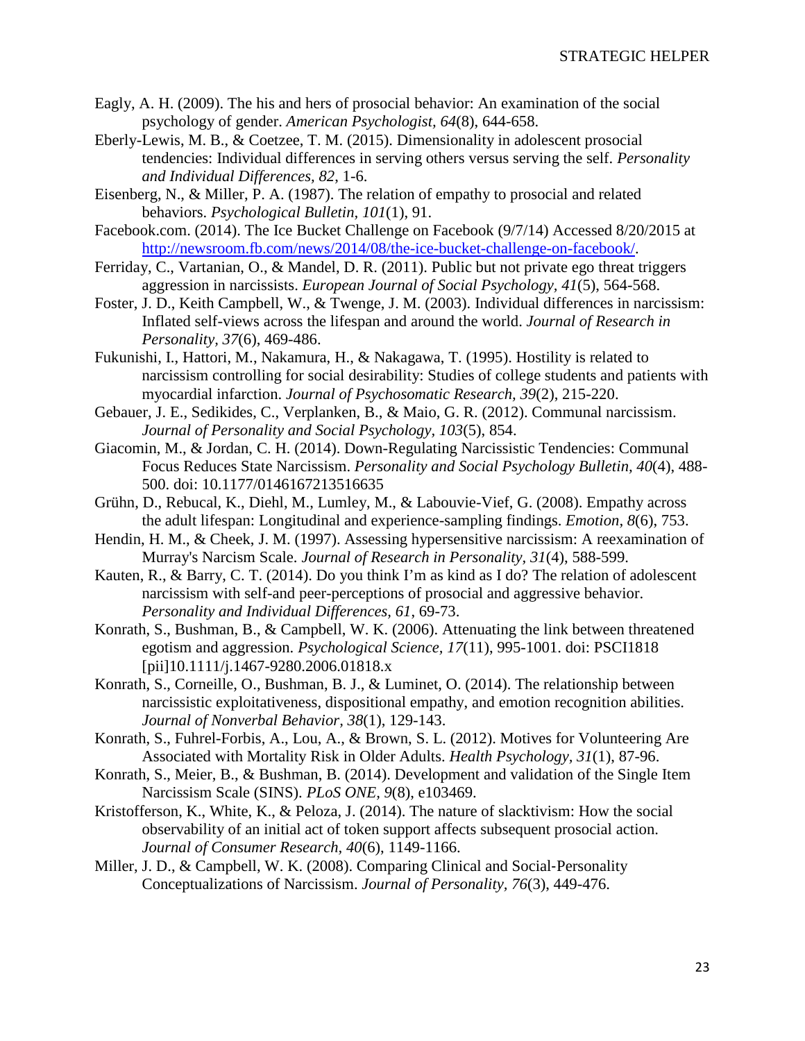Eagly, A. H. (2009). The his and hers of prosocial behavior: An examination of the social psychology of gender. *American Psychologist, 64*(8), 644-658.

Eberly-Lewis, M. B., & Coetzee, T. M. (2015). Dimensionality in adolescent prosocial tendencies: Individual differences in serving others versus serving the self. *Personality and Individual Differences, 82*, 1-6.

Eisenberg, N., & Miller, P. A. (1987). The relation of empathy to prosocial and related behaviors. *Psychological Bulletin, 101*(1), 91.

Facebook.com. (2014). The Ice Bucket Challenge on Facebook (9/7/14) Accessed 8/20/2015 at http://newsroom.fb.com/news/2014/08/the-ice-bucket-challenge-on-facebook/.

Ferriday, C., Vartanian, O., & Mandel, D. R. (2011). Public but not private ego threat triggers aggression in narcissists. *European Journal of Social Psychology, 41*(5), 564-568.

Foster, J. D., Keith Campbell, W., & Twenge, J. M. (2003). Individual differences in narcissism: Inflated self-views across the lifespan and around the world. *Journal of Research in Personality, 37*(6), 469-486.

Fukunishi, I., Hattori, M., Nakamura, H., & Nakagawa, T. (1995). Hostility is related to narcissism controlling for social desirability: Studies of college students and patients with myocardial infarction. *Journal of Psychosomatic Research, 39*(2), 215-220.

Gebauer, J. E., Sedikides, C., Verplanken, B., & Maio, G. R. (2012). Communal narcissism. *Journal of Personality and Social Psychology, 103*(5), 854.

Giacomin, M., & Jordan, C. H. (2014). Down-Regulating Narcissistic Tendencies: Communal Focus Reduces State Narcissism. *Personality and Social Psychology Bulletin, 40*(4), 488-500. doi: 10.1177/0146167213516635

Grühn, D., Rebucal, K., Diehl, M., Lumley, M., & Labouvie-Vief, G. (2008). Empathy across the adult lifespan: Longitudinal and experience-sampling findings. *Emotion, 8*(6), 753.

Hendin, H. M., & Cheek, J. M. (1997). Assessing hypersensitive narcissism: A reexamination of Murray's Narcism Scale. *Journal of Research in Personality, 31*(4), 588-599.

Kauten, R., & Barry, C. T. (2014). Do you think I'm as kind as I do? The relation of adolescent narcissism with self-and peer-perceptions of prosocial and aggressive behavior. *Personality and Individual Differences, 61*, 69-73.

Konrath, S., Bushman, B., & Campbell, W. K. (2006). Attenuating the link between threatened egotism and aggression. *Psychological Science, 17*(11), 995-1001. doi: PSCI1818 [pii]10.1111/j.1467-9280.2006.01818.x

Konrath, S., Corneille, O., Bushman, B. J., & Luminet, O. (2014). The relationship between narcissistic exploitativeness, dispositional empathy, and emotion recognition abilities. *Journal of Nonverbal Behavior, 38*(1), 129-143.

Konrath, S., Fuhrel-Forbis, A., Lou, A., & Brown, S. L. (2012). Motives for Volunteering Are Associated with Mortality Risk in Older Adults. *Health Psychology, 31*(1), 87-96.

Konrath, S., Meier, B., & Bushman, B. (2014). Development and validation of the Single Item Narcissism Scale (SINS). *PLoS ONE, 9*(8), e103469.

Kristofferson, K., White, K., & Peloza, J. (2014). The nature of slacktivism: How the social observability of an initial act of token support affects subsequent prosocial action. *Journal of Consumer Research, 40*(6), 1149-1166.

Miller, J. D., & Campbell, W. K. (2008). Comparing Clinical and Social-Personality Conceptualizations of Narcissism. *Journal of Personality, 76*(3), 449-476.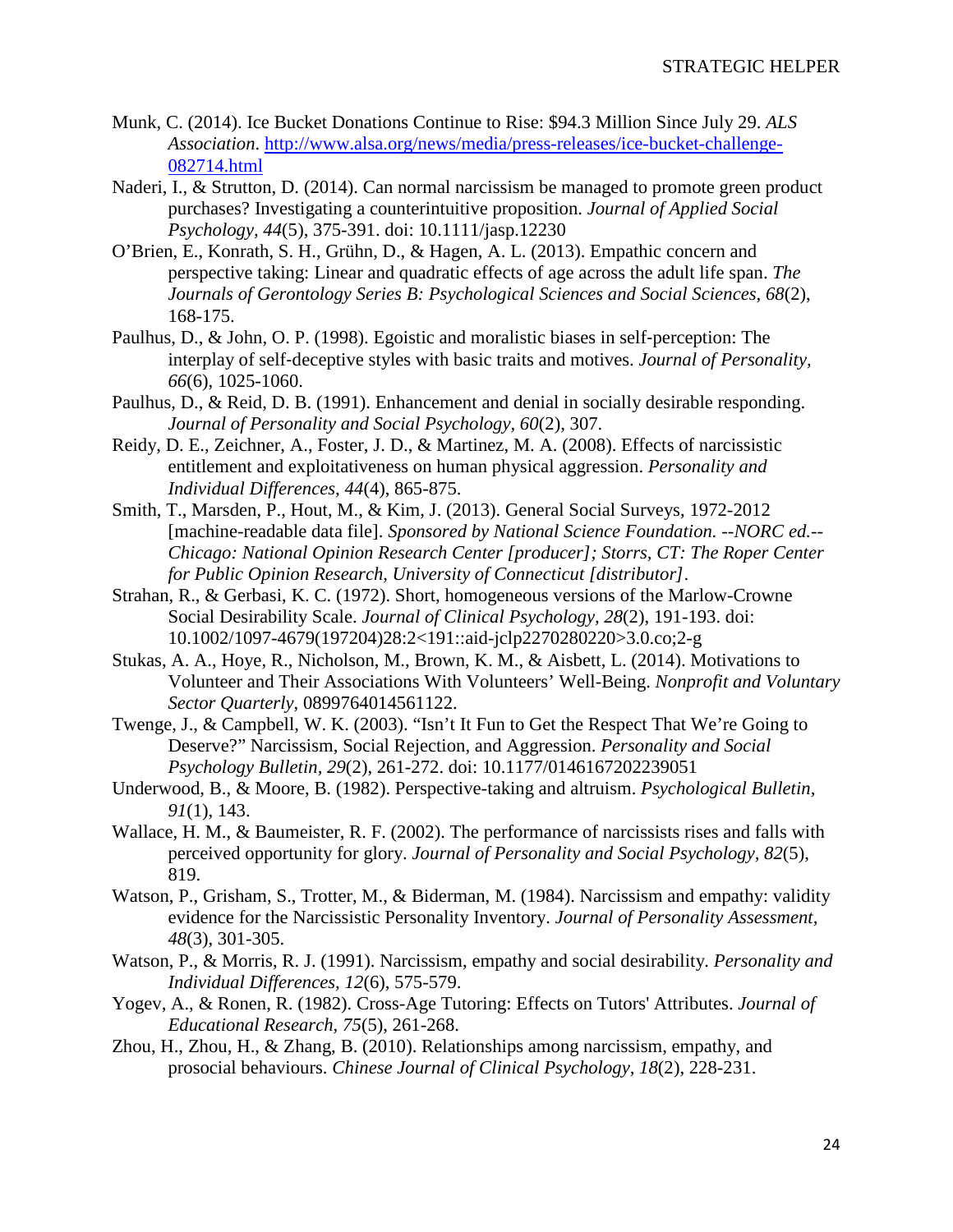Munk, C. (2014). Ice Bucket Donations Continue to Rise: $94.3 Million Since July 29. *ALS Association*. [http://www.alsa.org/news/media/press-releases/ice-bucket-challenge-082714.html](http://www.alsa.org/news/media/press-releases/ice-bucket-challenge-082714.html)

Naderi, I., & Strutton, D. (2014). Can normal narcissism be managed to promote green product purchases? Investigating a counterintuitive proposition. *Journal of Applied Social Psychology, 44*(5), 375-391. doi: 10.1111/jasp.12230

O'Brien, E., Konrath, S. H., Grühn, D., & Hagen, A. L. (2013). Empathic concern and perspective taking: Linear and quadratic effects of age across the adult life span. *The Journals of Gerontology Series B: Psychological Sciences and Social Sciences, 68*(2), 168-175.

Paulhus, D., & John, O. P. (1998). Egoistic and moralistic biases in self-perception: The interplay of self-deceptive styles with basic traits and motives. *Journal of Personality, 66*(6), 1025-1060.

Paulhus, D., & Reid, D. B. (1991). Enhancement and denial in socially desirable responding. *Journal of Personality and Social Psychology, 60*(2), 307.

Reidy, D. E., Zeichner, A., Foster, J. D., & Martinez, M. A. (2008). Effects of narcissistic entitlement and exploitativeness on human physical aggression. *Personality and Individual Differences, 44*(4), 865-875.

Smith, T., Marsden, P., Hout, M., & Kim, J. (2013). General Social Surveys, 1972-2012 [machine-readable data file]. *Sponsored by National Science Foundation. --NORC ed.--Chicago: National Opinion Research Center [producer]; Storrs, CT: The Roper Center for Public Opinion Research, University of Connecticut [distributor]*.

Strahan, R., & Gerbasi, K. C. (1972). Short, homogeneous versions of the Marlow-Crowne Social Desirability Scale. *Journal of Clinical Psychology, 28*(2), 191-193. doi: 10.1002/1097-4679(197204)28:2<191::aid-jclp2270280220>3.0.co;2-g

Stukas, A. A., Hoye, R., Nicholson, M., Brown, K. M., & Aisbett, L. (2014). Motivations to Volunteer and Their Associations With Volunteers' Well-Being. *Nonprofit and Voluntary Sector Quarterly*, 0899764014561122.

Twenge, J., & Campbell, W. K. (2003). "Isn't It Fun to Get the Respect That We're Going to Deserve?" Narcissism, Social Rejection, and Aggression. *Personality and Social Psychology Bulletin, 29*(2), 261-272. doi: 10.1177/0146167202239051

Underwood, B., & Moore, B. (1982). Perspective-taking and altruism. *Psychological Bulletin, 91*(1), 143.

Wallace, H. M., & Baumeister, R. F. (2002). The performance of narcissists rises and falls with perceived opportunity for glory. *Journal of Personality and Social Psychology, 82*(5), 819.

Watson, P., Grisham, S., Trotter, M., & Biderman, M. (1984). Narcissism and empathy: validity evidence for the Narcissistic Personality Inventory. *Journal of Personality Assessment, 48*(3), 301-305.

Watson, P., & Morris, R. J. (1991). Narcissism, empathy and social desirability. *Personality and Individual Differences, 12*(6), 575-579.

Yogev, A., & Ronen, R. (1982). Cross-Age Tutoring: Effects on Tutors' Attributes. *Journal of Educational Research, 75*(5), 261-268.

Zhou, H., Zhou, H., & Zhang, B. (2010). Relationships among narcissism, empathy, and prosocial behaviours. *Chinese Journal of Clinical Psychology, 18*(2), 228-231.